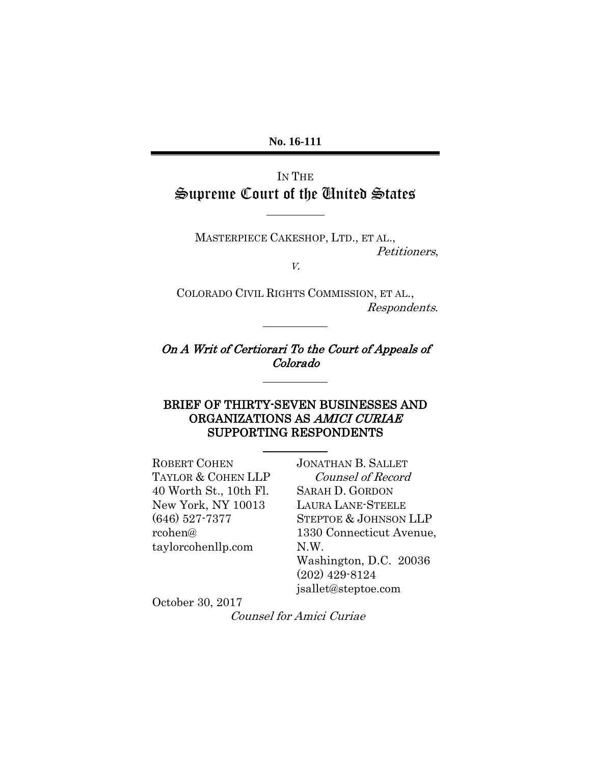**No. 16-111**

IN THE

# Supreme Court of the United States

MASTERPIECE CAKESHOP, LTD., ET AL.,
*Petitioners*,

*v.*

COLORADO CIVIL RIGHTS COMMISSION, ET AL.,
*Respondents*.

***On A Writ of Certiorari To the Court of Appeals of Colorado***

## BRIEF OF THIRTY-SEVEN BUSINESSES AND ORGANIZATIONS AS *AMICI CURIAE* SUPPORTING RESPONDENTS

ROBERT COHEN
TAYLOR & COHEN LLP
40 Worth St., 10th Fl.
New York, NY 10013
(646) 527-7377
rcohen@taylorcohenllp.com

JONATHAN B. SALLET
*Counsel of Record*
SARAH D. GORDON
LAURA LANE-STEELE
STEPTOE & JOHNSON LLP
1330 Connecticut Avenue, N.W.
Washington, D.C. 20036
(202) 429-8124
jsallet@steptoe.com

October 30, 2017

*Counsel for Amici Curiae*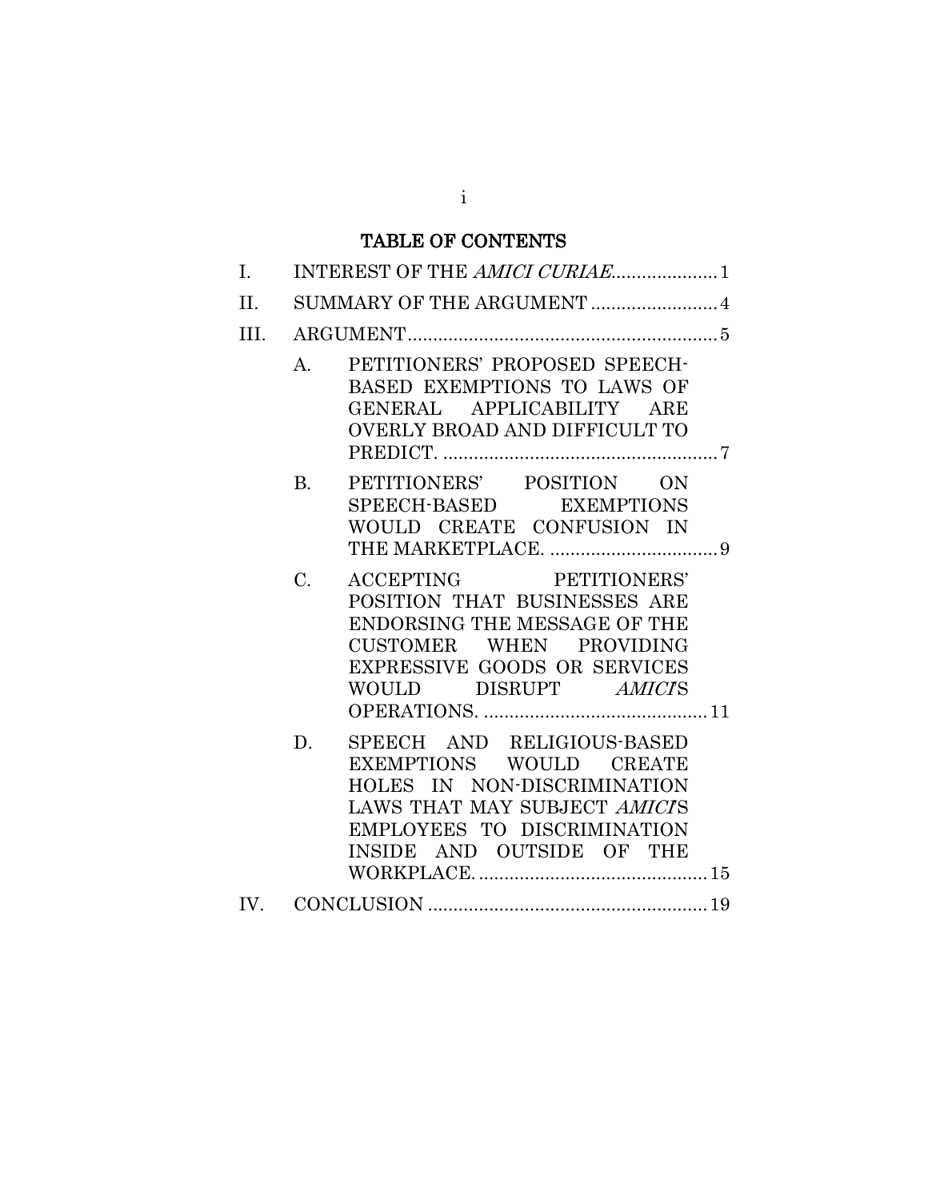## TABLE OF CONTENTS

I. INTEREST OF THE *AMICI CURIAE* ..................... 1

II. SUMMARY OF THE ARGUMENT ......................... 4

III. ARGUMENT ............................................................. 5

- A. PETITIONERS' PROPOSED SPEECH-BASED EXEMPTIONS TO LAWS OF GENERAL APPLICABILITY ARE OVERLY BROAD AND DIFFICULT TO PREDICT. ...................................................... 7
- B. PETITIONERS' POSITION ON SPEECH-BASED EXEMPTIONS WOULD CREATE CONFUSION IN THE MARKETPLACE. ................................. 9
- C. ACCEPTING PETITIONERS' POSITION THAT BUSINESSES ARE ENDORSING THE MESSAGE OF THE CUSTOMER WHEN PROVIDING EXPRESSIVE GOODS OR SERVICES WOULD DISRUPT *AMICI*'S OPERATIONS. ............................................ 11
- D. SPEECH AND RELIGIOUS-BASED EXEMPTIONS WOULD CREATE HOLES IN NON-DISCRIMINATION LAWS THAT MAY SUBJECT *AMICI*'S EMPLOYEES TO DISCRIMINATION INSIDE AND OUTSIDE OF THE WORKPLACE. ............................................. 15

IV. CONCLUSION ....................................................... 19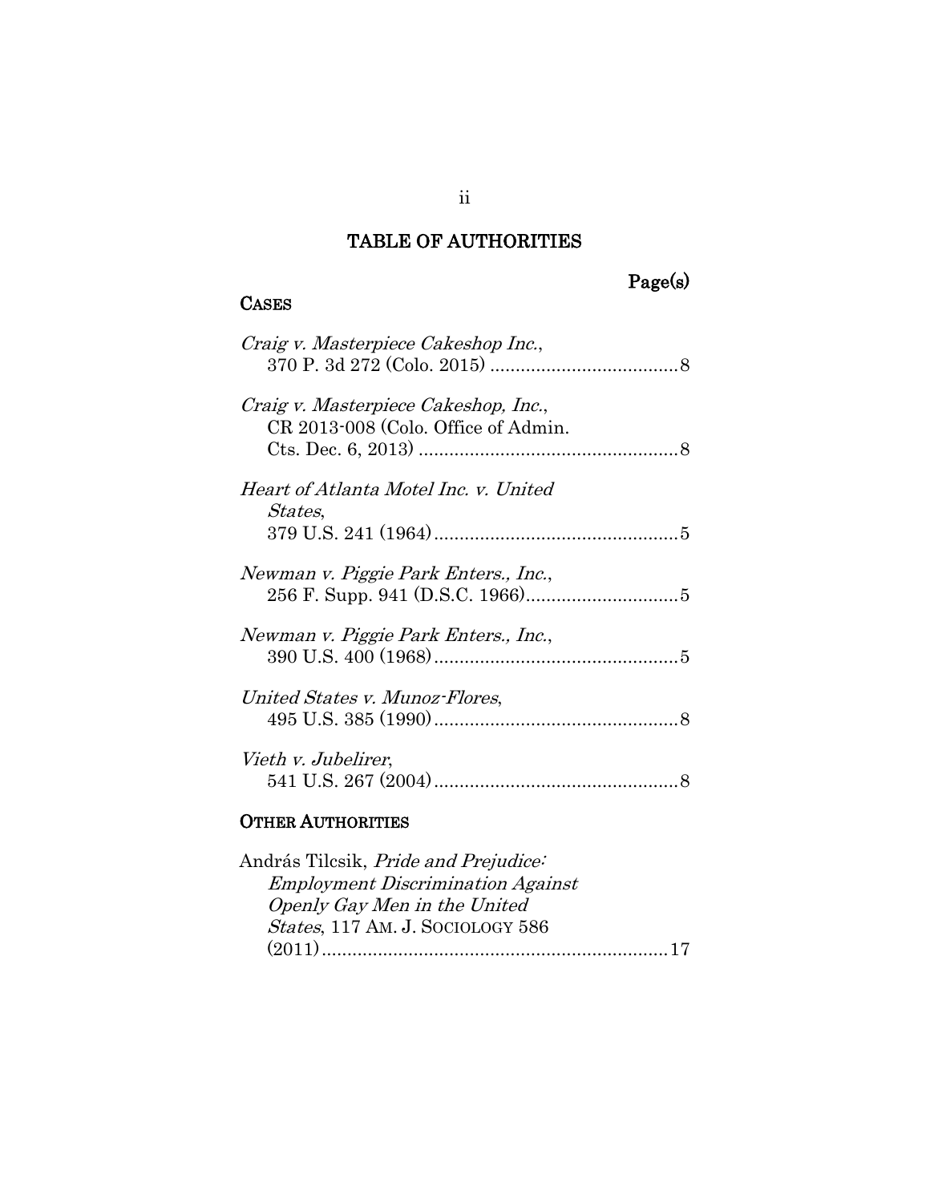# TABLE OF AUTHORITIES

Page(s)

## CASES

*Craig v. Masterpiece Cakeshop Inc.*,
370 P. 3d 272 (Colo. 2015) .....................................8

*Craig v. Masterpiece Cakeshop, Inc.*,
CR 2013-008 (Colo. Office of Admin.
Cts. Dec. 6, 2013) ...................................................8

*Heart of Atlanta Motel Inc. v. United States*,
379 U.S. 241 (1964)................................................5

*Newman v. Piggie Park Enters., Inc.*,
256 F. Supp. 941 (D.S.C. 1966)..............................5

*Newman v. Piggie Park Enters., Inc.*,
390 U.S. 400 (1968)................................................5

*United States v. Munoz-Flores*,
495 U.S. 385 (1990)................................................8

*Vieth v. Jubelirer*,
541 U.S. 267 (2004)................................................8

## OTHER AUTHORITIES

András Tilcsik, *Pride and Prejudice: Employment Discrimination Against Openly Gay Men in the United States*, 117 AM. J. SOCIOLOGY 586 (2011)....................................................................17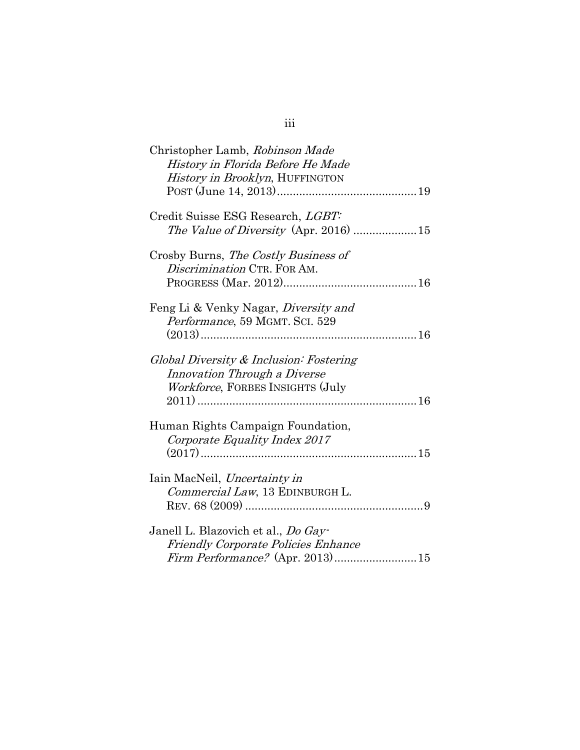Christopher Lamb, *Robinson Made History in Florida Before He Made History in Brooklyn*, HUFFINGTON POST (June 14, 2013)............................................19

Credit Suisse ESG Research, *LGBT: The Value of Diversity* (Apr. 2016) ....................15

Crosby Burns, *The Costly Business of Discrimination* CTR. FOR AM. PROGRESS (Mar. 2012)..........................................16

Feng Li & Venky Nagar, *Diversity and Performance*, 59 MGMT. SCI. 529 (2013)....................................................................16

*Global Diversity & Inclusion: Fostering Innovation Through a Diverse Workforce*, FORBES INSIGHTS (July 2011) ....................................................................16

Human Rights Campaign Foundation, *Corporate Equality Index 2017* (2017)....................................................................15

Iain MacNeil, *Uncertainty in Commercial Law*, 13 EDINBURGH L. REV. 68 (2009) ........................................................9

Janell L. Blazovich et al., *Do Gay-Friendly Corporate Policies Enhance Firm Performance?* (Apr. 2013)..........................15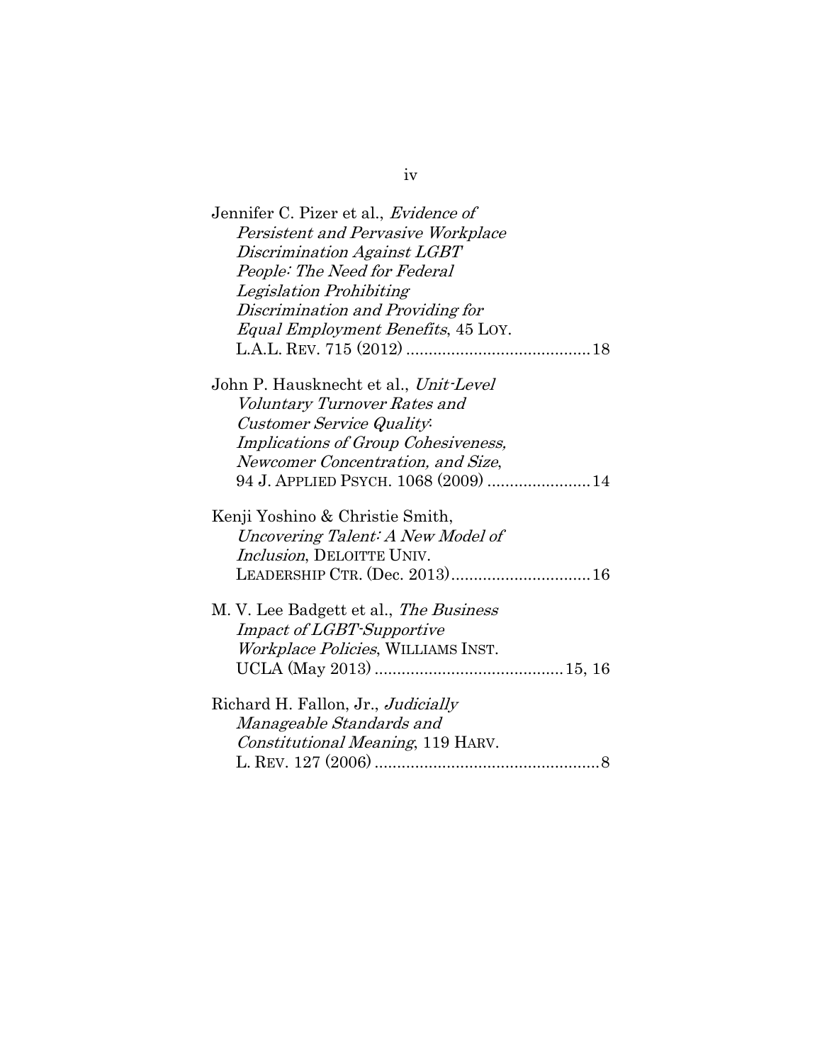Jennifer C. Pizer et al., *Evidence of Persistent and Pervasive Workplace Discrimination Against LGBT People: The Need for Federal Legislation Prohibiting Discrimination and Providing for Equal Employment Benefits*, 45 LOY. L.A.L. REV. 715 (2012) .......................................... 18

John P. Hausknecht et al., *Unit-Level Voluntary Turnover Rates and Customer Service Quality: Implications of Group Cohesiveness, Newcomer Concentration, and Size*, 94 J. APPLIED PSYCH. 1068 (2009) ....................... 14

Kenji Yoshino & Christie Smith, *Uncovering Talent: A New Model of Inclusion*, DELOITTE UNIV. LEADERSHIP CTR. (Dec. 2013) ............................... 16

M. V. Lee Badgett et al., *The Business Impact of LGBT-Supportive Workplace Policies*, WILLIAMS INST. UCLA (May 2013) .......................................... 15, 16

Richard H. Fallon, Jr., *Judicially Manageable Standards and Constitutional Meaning*, 119 HARV. L. REV. 127 (2006) .................................................. 8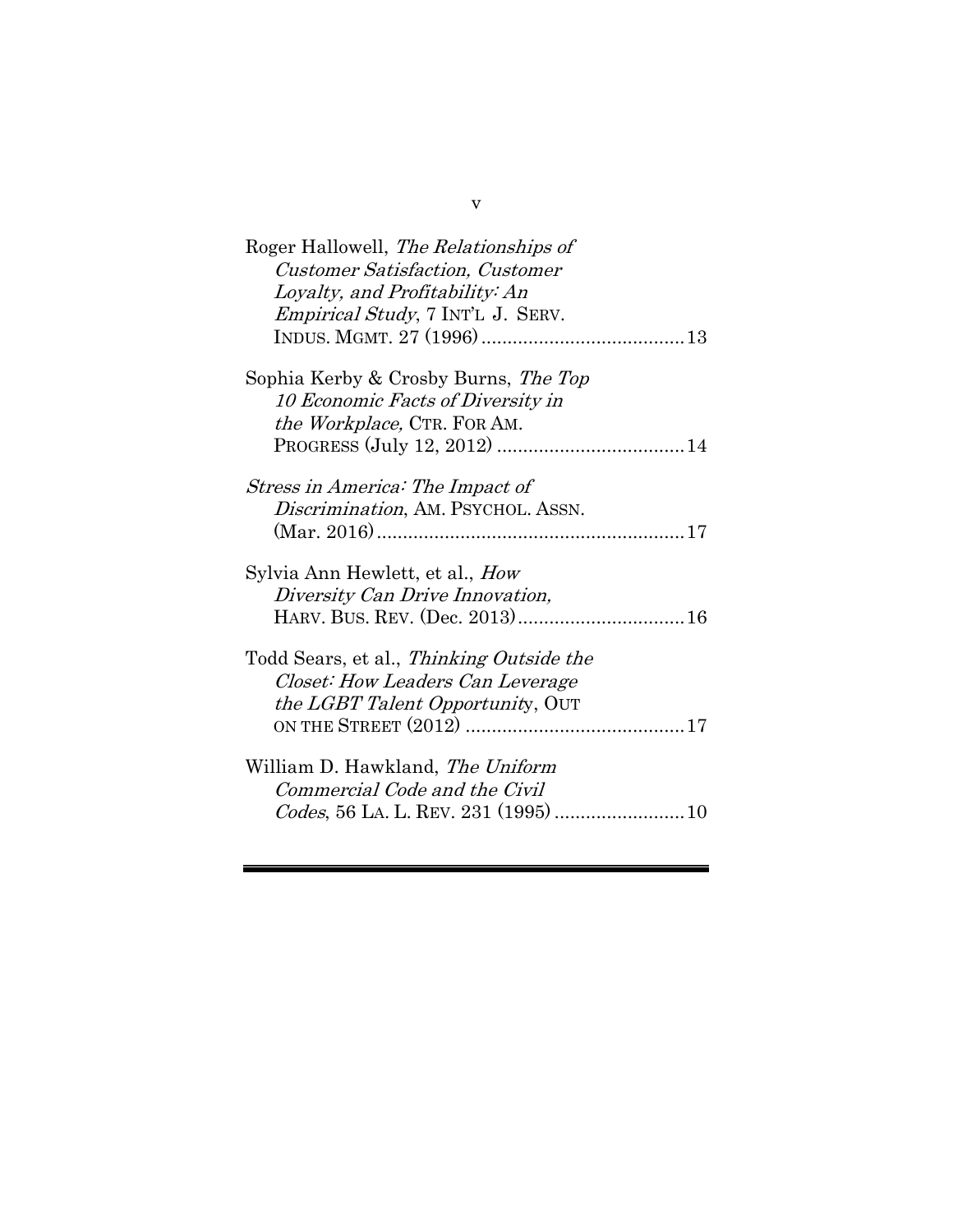Roger Hallowell, *The Relationships of Customer Satisfaction, Customer Loyalty, and Profitability: An Empirical Study*, 7 INT'L J. SERV. INDUS. MGMT. 27 (1996) ....................................... 13

Sophia Kerby & Crosby Burns, *The Top 10 Economic Facts of Diversity in the Workplace,* CTR. FOR AM. PROGRESS (July 12, 2012) .................................... 14

*Stress in America: The Impact of Discrimination*, AM. PSYCHOL. ASSN. (Mar. 2016) ........................................................... 17

Sylvia Ann Hewlett, et al., *How Diversity Can Drive Innovation,* HARV. BUS. REV. (Dec. 2013) ................................ 16

Todd Sears, et al., *Thinking Outside the Closet: How Leaders Can Leverage the LGBT Talent Opportunity*, OUT ON THE STREET (2012) .......................................... 17

William D. Hawkland, *The Uniform Commercial Code and the Civil Codes*, 56 LA. L. REV. 231 (1995) ......................... 10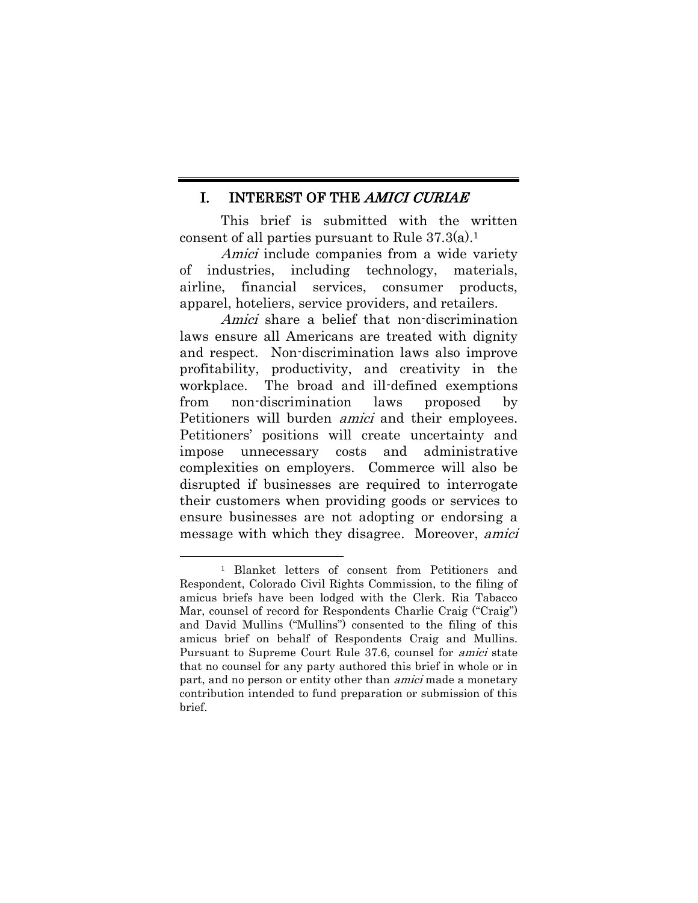## I. INTEREST OF THE *AMICI CURIAE*

This brief is submitted with the written consent of all parties pursuant to Rule 37.3(a).[1]

*Amici* include companies from a wide variety of industries, including technology, materials, airline, financial services, consumer products, apparel, hoteliers, service providers, and retailers.

*Amici* share a belief that non-discrimination laws ensure all Americans are treated with dignity and respect. Non-discrimination laws also improve profitability, productivity, and creativity in the workplace. The broad and ill-defined exemptions from non-discrimination laws proposed by Petitioners will burden *amici* and their employees. Petitioners' positions will create uncertainty and impose unnecessary costs and administrative complexities on employers. Commerce will also be disrupted if businesses are required to interrogate their customers when providing goods or services to ensure businesses are not adopting or endorsing a message with which they disagree. Moreover, *amici*

---

[1] Blanket letters of consent from Petitioners and Respondent, Colorado Civil Rights Commission, to the filing of amicus briefs have been lodged with the Clerk. Ria Tabacco Mar, counsel of record for Respondents Charlie Craig ("Craig") and David Mullins ("Mullins") consented to the filing of this amicus brief on behalf of Respondents Craig and Mullins. Pursuant to Supreme Court Rule 37.6, counsel for *amici* state that no counsel for any party authored this brief in whole or in part, and no person or entity other than *amici* made a monetary contribution intended to fund preparation or submission of this brief.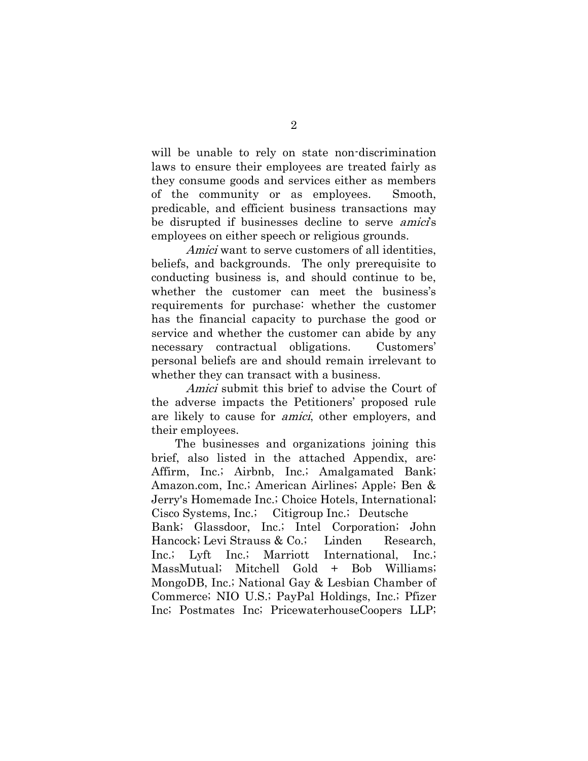will be unable to rely on state non-discrimination laws to ensure their employees are treated fairly as they consume goods and services either as members of the community or as employees. Smooth, predicable, and efficient business transactions may be disrupted if businesses decline to serve *amici*'s employees on either speech or religious grounds.

*Amici* want to serve customers of all identities, beliefs, and backgrounds. The only prerequisite to conducting business is, and should continue to be, whether the customer can meet the business's requirements for purchase: whether the customer has the financial capacity to purchase the good or service and whether the customer can abide by any necessary contractual obligations. Customers' personal beliefs are and should remain irrelevant to whether they can transact with a business.

*Amici* submit this brief to advise the Court of the adverse impacts the Petitioners' proposed rule are likely to cause for *amici*, other employers, and their employees.

The businesses and organizations joining this brief, also listed in the attached Appendix, are: Affirm, Inc.; Airbnb, Inc.; Amalgamated Bank; Amazon.com, Inc.; American Airlines; Apple; Ben & Jerry's Homemade Inc.; Choice Hotels, International; Cisco Systems, Inc.; Citigroup Inc.; Deutsche Bank; Glassdoor, Inc.; Intel Corporation; John Hancock; Levi Strauss & Co.; Linden Research, Inc.; Lyft Inc.; Marriott International, Inc.; MassMutual; Mitchell Gold + Bob Williams; MongoDB, Inc.; National Gay & Lesbian Chamber of Commerce; NIO U.S.; PayPal Holdings, Inc.; Pfizer Inc; Postmates Inc; PricewaterhouseCoopers LLP;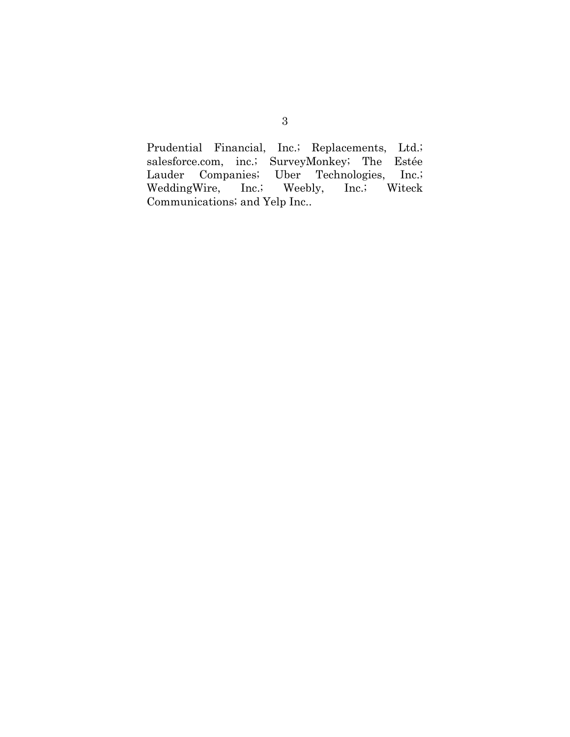Prudential Financial, Inc.; Replacements, Ltd.; salesforce.com, inc.; SurveyMonkey; The Estée Lauder Companies; Uber Technologies, Inc.; WeddingWire, Inc.; Weebly, Inc.; Witeck Communications; and Yelp Inc..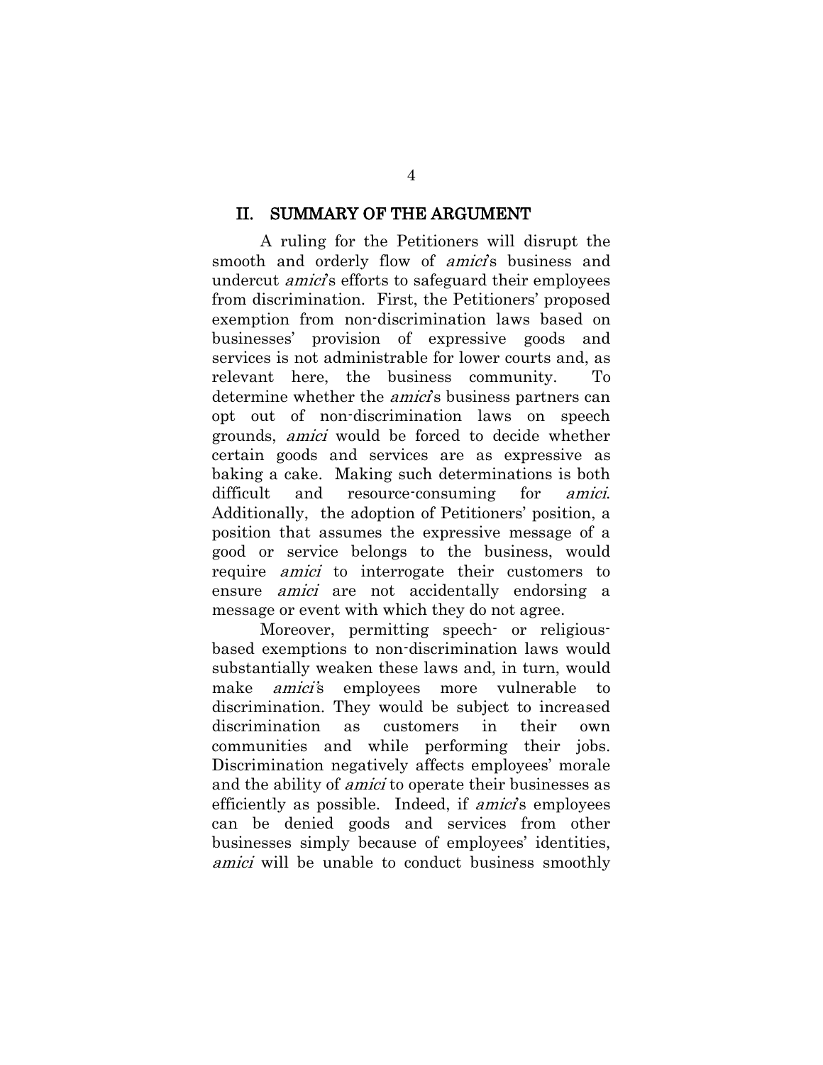## II. SUMMARY OF THE ARGUMENT

A ruling for the Petitioners will disrupt the smooth and orderly flow of *amici*'s business and undercut *amici*'s efforts to safeguard their employees from discrimination. First, the Petitioners' proposed exemption from non-discrimination laws based on businesses' provision of expressive goods and services is not administrable for lower courts and, as relevant here, the business community. To determine whether the *amici*'s business partners can opt out of non-discrimination laws on speech grounds, *amici* would be forced to decide whether certain goods and services are as expressive as baking a cake. Making such determinations is both difficult and resource-consuming for *amici*. Additionally, the adoption of Petitioners' position, a position that assumes the expressive message of a good or service belongs to the business, would require *amici* to interrogate their customers to ensure *amici* are not accidentally endorsing a message or event with which they do not agree.

Moreover, permitting speech- or religious-based exemptions to non-discrimination laws would substantially weaken these laws and, in turn, would make *amici*'s employees more vulnerable to discrimination. They would be subject to increased discrimination as customers in their own communities and while performing their jobs. Discrimination negatively affects employees' morale and the ability of *amici* to operate their businesses as efficiently as possible. Indeed, if *amici*'s employees can be denied goods and services from other businesses simply because of employees' identities, *amici* will be unable to conduct business smoothly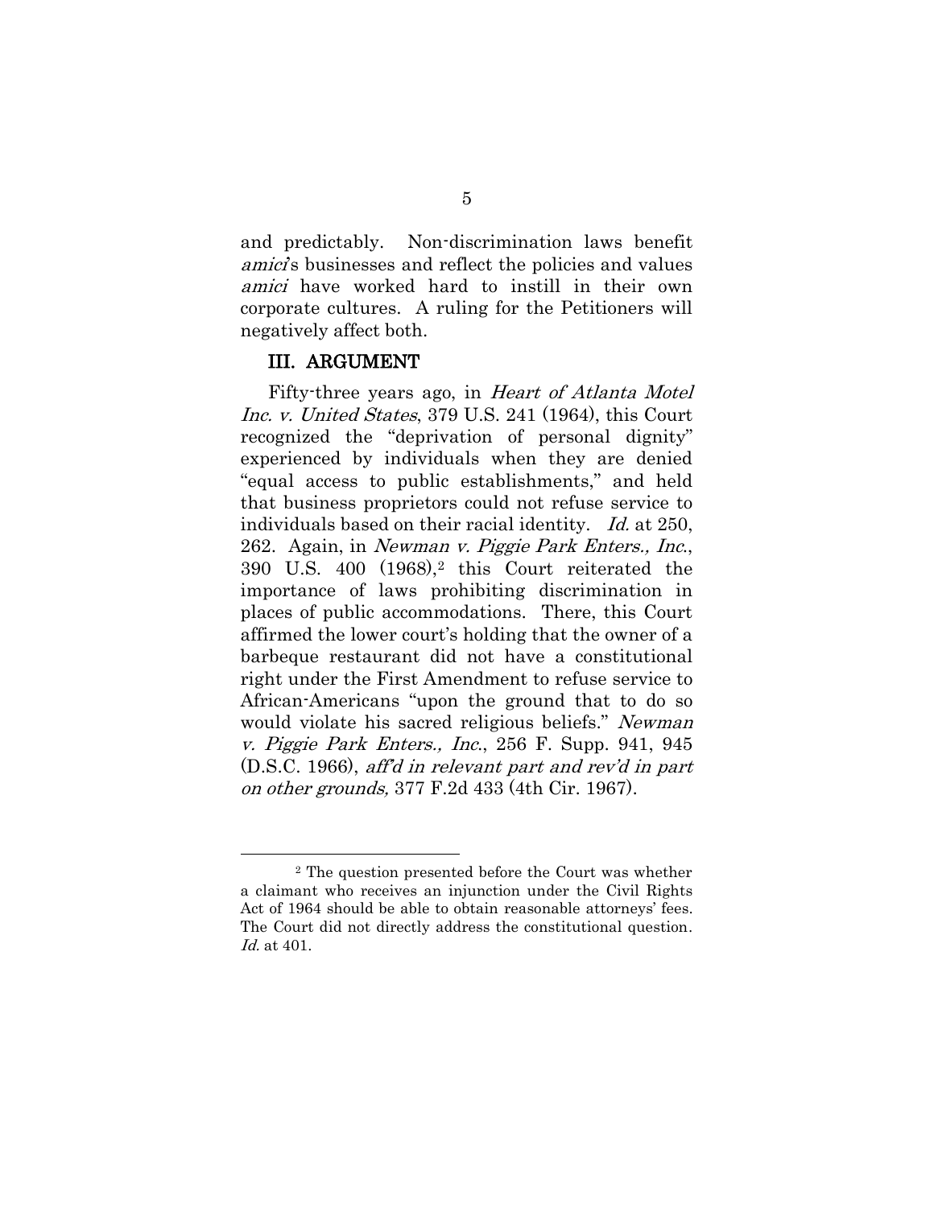and predictably. Non-discrimination laws benefit *amici*'s businesses and reflect the policies and values *amici* have worked hard to instill in their own corporate cultures. A ruling for the Petitioners will negatively affect both.

## III. ARGUMENT

Fifty-three years ago, in *Heart of Atlanta Motel Inc. v. United States*, 379 U.S. 241 (1964), this Court recognized the "deprivation of personal dignity" experienced by individuals when they are denied "equal access to public establishments," and held that business proprietors could not refuse service to individuals based on their racial identity. *Id.* at 250, 262. Again, in *Newman v. Piggie Park Enters., Inc.*, 390 U.S. 400 (1968),[2] this Court reiterated the importance of laws prohibiting discrimination in places of public accommodations. There, this Court affirmed the lower court's holding that the owner of a barbeque restaurant did not have a constitutional right under the First Amendment to refuse service to African-Americans "upon the ground that to do so would violate his sacred religious beliefs." *Newman v. Piggie Park Enters., Inc.*, 256 F. Supp. 941, 945 (D.S.C. 1966), *aff'd in relevant part and rev'd in part on other grounds,* 377 F.2d 433 (4th Cir. 1967).

---

[2] The question presented before the Court was whether a claimant who receives an injunction under the Civil Rights Act of 1964 should be able to obtain reasonable attorneys' fees. The Court did not directly address the constitutional question. *Id.* at 401.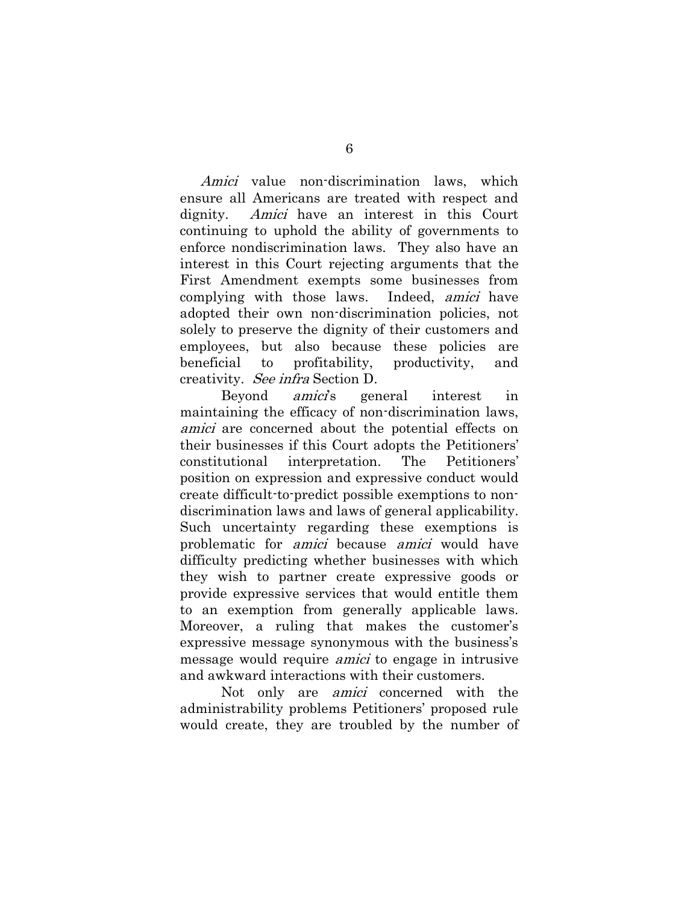*Amici* value non-discrimination laws, which ensure all Americans are treated with respect and dignity. *Amici* have an interest in this Court continuing to uphold the ability of governments to enforce nondiscrimination laws. They also have an interest in this Court rejecting arguments that the First Amendment exempts some businesses from complying with those laws. Indeed, *amici* have adopted their own non-discrimination policies, not solely to preserve the dignity of their customers and employees, but also because these policies are beneficial to profitability, productivity, and creativity. *See infra* Section D.

Beyond *amici*'s general interest in maintaining the efficacy of non-discrimination laws, *amici* are concerned about the potential effects on their businesses if this Court adopts the Petitioners' constitutional interpretation. The Petitioners' position on expression and expressive conduct would create difficult-to-predict possible exemptions to non-discrimination laws and laws of general applicability. Such uncertainty regarding these exemptions is problematic for *amici* because *amici* would have difficulty predicting whether businesses with which they wish to partner create expressive goods or provide expressive services that would entitle them to an exemption from generally applicable laws. Moreover, a ruling that makes the customer's expressive message synonymous with the business's message would require *amici* to engage in intrusive and awkward interactions with their customers.

Not only are *amici* concerned with the administrability problems Petitioners' proposed rule would create, they are troubled by the number of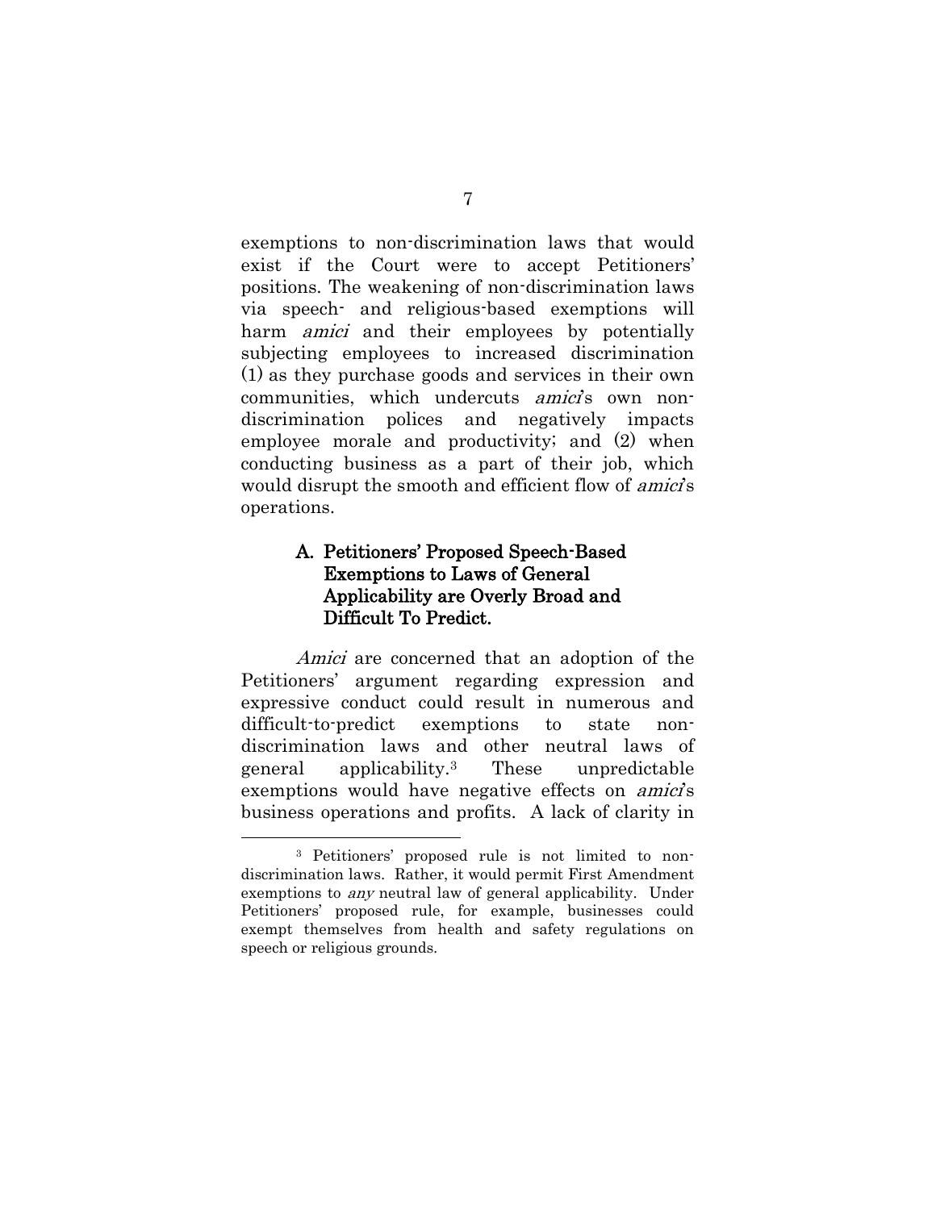exemptions to non-discrimination laws that would exist if the Court were to accept Petitioners' positions. The weakening of non-discrimination laws via speech- and religious-based exemptions will harm *amici* and their employees by potentially subjecting employees to increased discrimination (1) as they purchase goods and services in their own communities, which undercuts *amici*'s own non-discrimination polices and negatively impacts employee morale and productivity; and (2) when conducting business as a part of their job, which would disrupt the smooth and efficient flow of *amici*'s operations.

### A. Petitioners' Proposed Speech-Based Exemptions to Laws of General Applicability are Overly Broad and Difficult To Predict.

*Amici* are concerned that an adoption of the Petitioners' argument regarding expression and expressive conduct could result in numerous and difficult-to-predict exemptions to state non-discrimination laws and other neutral laws of general applicability.[3] These unpredictable exemptions would have negative effects on *amici*'s business operations and profits. A lack of clarity in

---

[3] Petitioners' proposed rule is not limited to non-discrimination laws. Rather, it would permit First Amendment exemptions to *any* neutral law of general applicability. Under Petitioners' proposed rule, for example, businesses could exempt themselves from health and safety regulations on speech or religious grounds.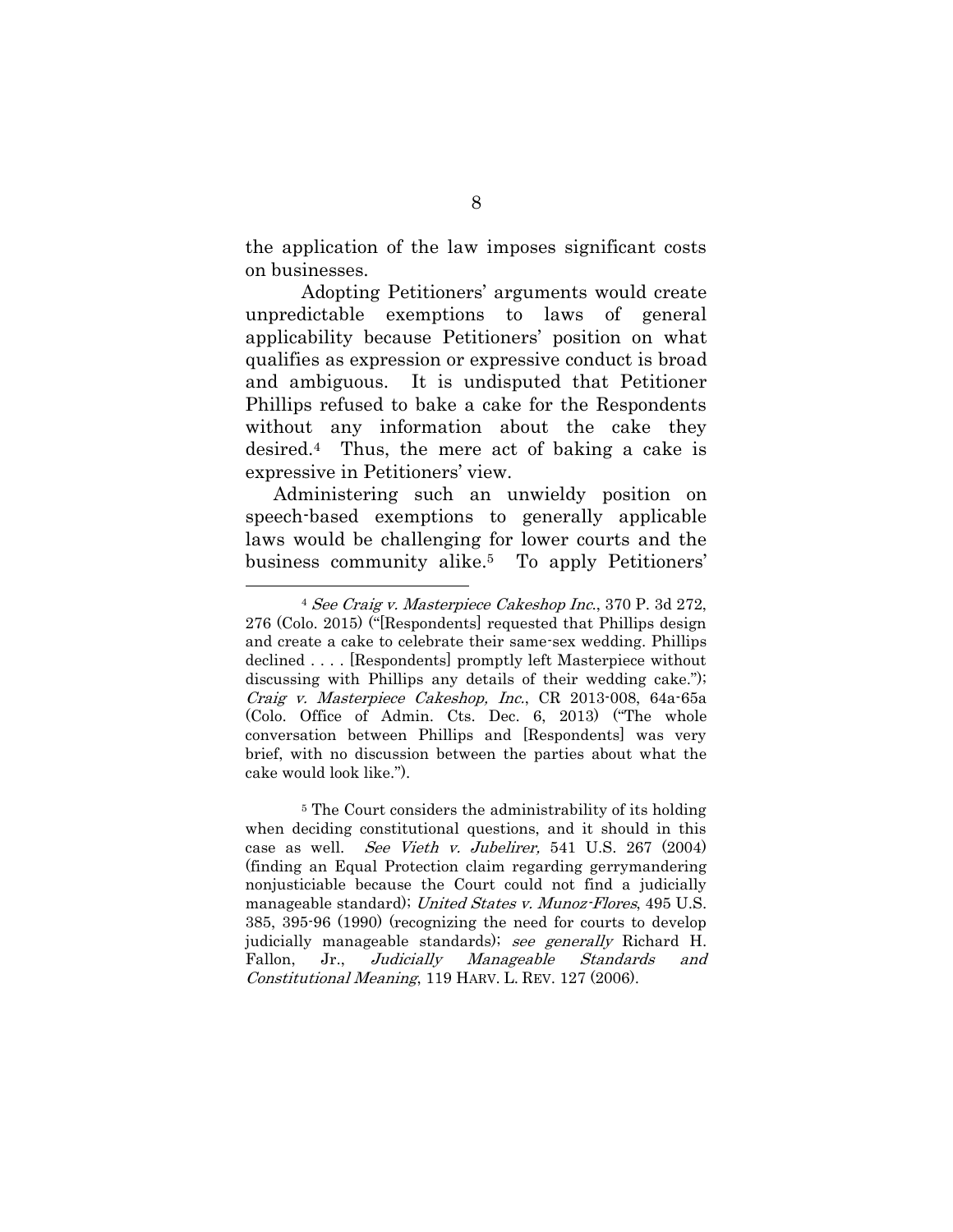the application of the law imposes significant costs on businesses.

Adopting Petitioners' arguments would create unpredictable exemptions to laws of general applicability because Petitioners' position on what qualifies as expression or expressive conduct is broad and ambiguous. It is undisputed that Petitioner Phillips refused to bake a cake for the Respondents without any information about the cake they desired.[4] Thus, the mere act of baking a cake is expressive in Petitioners' view.

Administering such an unwieldy position on speech-based exemptions to generally applicable laws would be challenging for lower courts and the business community alike.[5] To apply Petitioners'

---

[4] *See Craig v. Masterpiece Cakeshop Inc.*, 370 P. 3d 272, 276 (Colo. 2015) ("[Respondents] requested that Phillips design and create a cake to celebrate their same-sex wedding. Phillips declined . . . . [Respondents] promptly left Masterpiece without discussing with Phillips any details of their wedding cake."); *Craig v. Masterpiece Cakeshop, Inc.*, CR 2013-008, 64a-65a (Colo. Office of Admin. Cts. Dec. 6, 2013) ("The whole conversation between Phillips and [Respondents] was very brief, with no discussion between the parties about what the cake would look like.").

[5] The Court considers the administrability of its holding when deciding constitutional questions, and it should in this case as well. *See Vieth v. Jubelirer,* 541 U.S. 267 (2004) (finding an Equal Protection claim regarding gerrymandering nonjusticiable because the Court could not find a judicially manageable standard); *United States v. Munoz-Flores*, 495 U.S. 385, 395-96 (1990) (recognizing the need for courts to develop judicially manageable standards); *see generally* Richard H. Fallon, Jr., *Judicially Manageable Standards and Constitutional Meaning*, 119 HARV. L. REV. 127 (2006).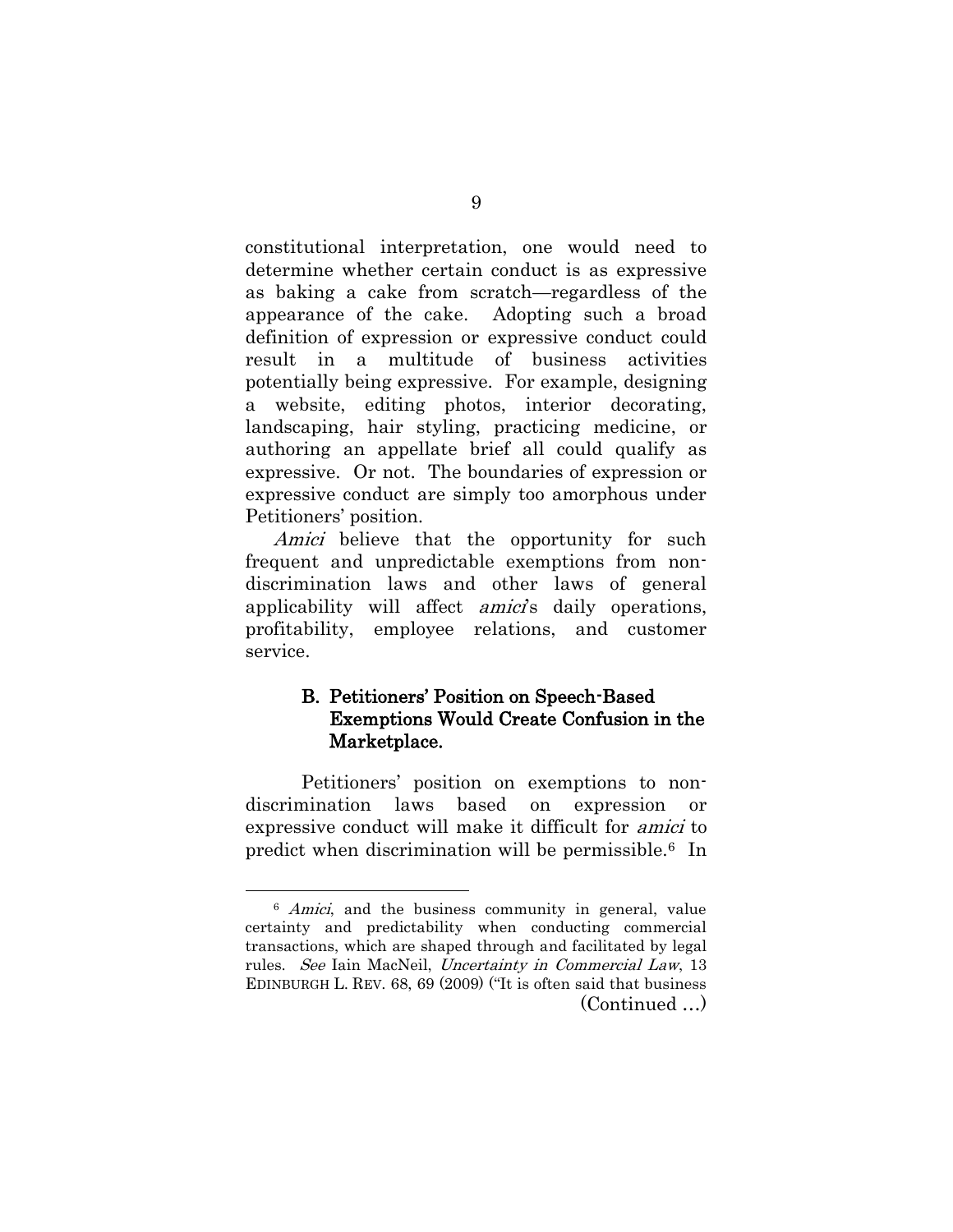constitutional interpretation, one would need to determine whether certain conduct is as expressive as baking a cake from scratch—regardless of the appearance of the cake. Adopting such a broad definition of expression or expressive conduct could result in a multitude of business activities potentially being expressive. For example, designing a website, editing photos, interior decorating, landscaping, hair styling, practicing medicine, or authoring an appellate brief all could qualify as expressive. Or not. The boundaries of expression or expressive conduct are simply too amorphous under Petitioners' position.

*Amici* believe that the opportunity for such frequent and unpredictable exemptions from non-discrimination laws and other laws of general applicability will affect *amici*'s daily operations, profitability, employee relations, and customer service.

### B. Petitioners' Position on Speech-Based Exemptions Would Create Confusion in the Marketplace.

Petitioners' position on exemptions to non-discrimination laws based on expression or expressive conduct will make it difficult for *amici* to predict when discrimination will be permissible.[6] In

---

[6] *Amici*, and the business community in general, value certainty and predictability when conducting commercial transactions, which are shaped through and facilitated by legal rules. *See* Iain MacNeil, *Uncertainty in Commercial Law*, 13 EDINBURGH L. REV. 68, 69 (2009) ("It is often said that business (Continued …)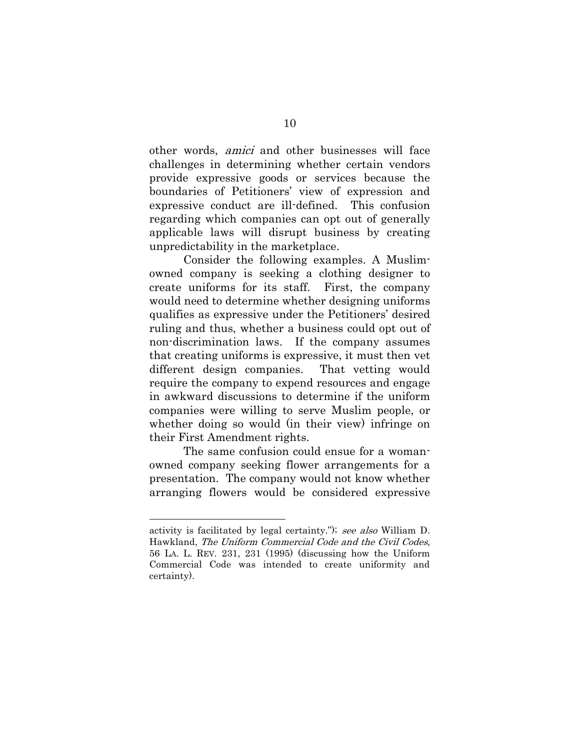other words, *amici* and other businesses will face challenges in determining whether certain vendors provide expressive goods or services because the boundaries of Petitioners' view of expression and expressive conduct are ill-defined. This confusion regarding which companies can opt out of generally applicable laws will disrupt business by creating unpredictability in the marketplace.

Consider the following examples. A Muslim-owned company is seeking a clothing designer to create uniforms for its staff. First, the company would need to determine whether designing uniforms qualifies as expressive under the Petitioners' desired ruling and thus, whether a business could opt out of non-discrimination laws. If the company assumes that creating uniforms is expressive, it must then vet different design companies. That vetting would require the company to expend resources and engage in awkward discussions to determine if the uniform companies were willing to serve Muslim people, or whether doing so would (in their view) infringe on their First Amendment rights.

The same confusion could ensue for a woman-owned company seeking flower arrangements for a presentation. The company would not know whether arranging flowers would be considered expressive

---

activity is facilitated by legal certainty."); *see also* William D. Hawkland, *The Uniform Commercial Code and the Civil Codes*, 56 LA. L. REV. 231, 231 (1995) (discussing how the Uniform Commercial Code was intended to create uniformity and certainty).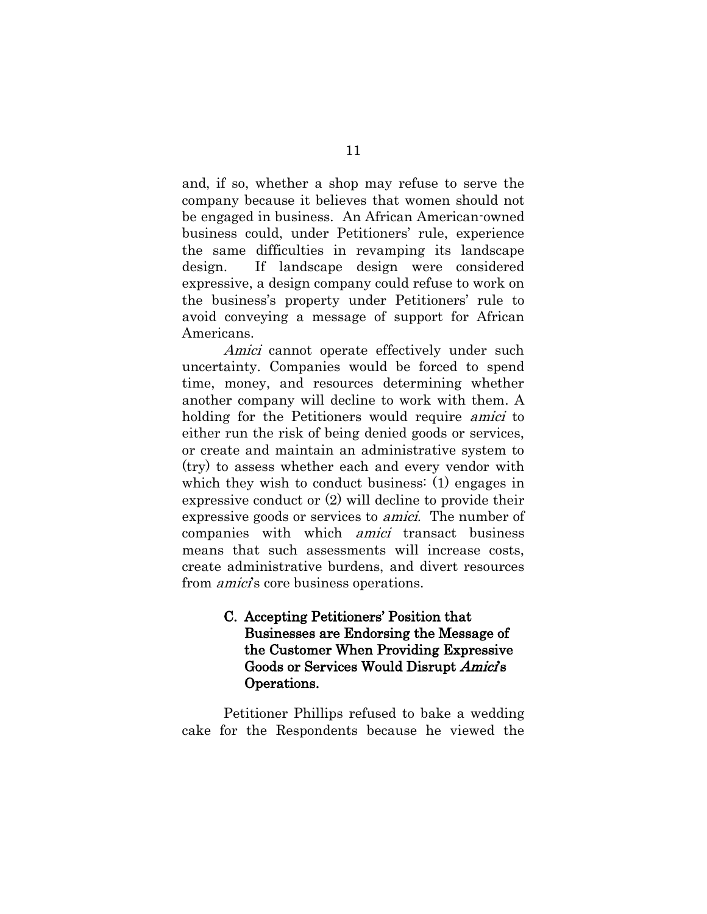and, if so, whether a shop may refuse to serve the company because it believes that women should not be engaged in business. An African American-owned business could, under Petitioners' rule, experience the same difficulties in revamping its landscape design. If landscape design were considered expressive, a design company could refuse to work on the business's property under Petitioners' rule to avoid conveying a message of support for African Americans.

*Amici* cannot operate effectively under such uncertainty. Companies would be forced to spend time, money, and resources determining whether another company will decline to work with them. A holding for the Petitioners would require *amici* to either run the risk of being denied goods or services, or create and maintain an administrative system to (try) to assess whether each and every vendor with which they wish to conduct business: (1) engages in expressive conduct or (2) will decline to provide their expressive goods or services to *amici*. The number of companies with which *amici* transact business means that such assessments will increase costs, create administrative burdens, and divert resources from *amici*'s core business operations.

### C. Accepting Petitioners' Position that Businesses are Endorsing the Message of the Customer When Providing Expressive Goods or Services Would Disrupt *Amici*'s Operations.

Petitioner Phillips refused to bake a wedding cake for the Respondents because he viewed the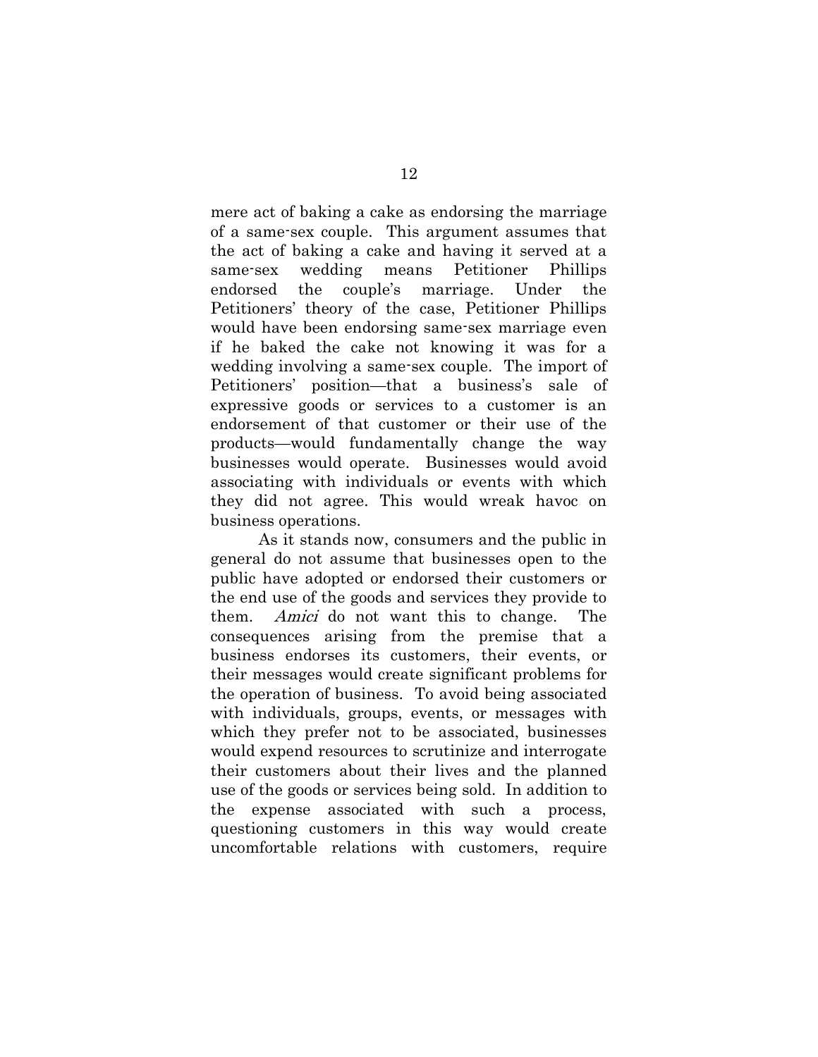mere act of baking a cake as endorsing the marriage of a same-sex couple. This argument assumes that the act of baking a cake and having it served at a same-sex wedding means Petitioner Phillips endorsed the couple's marriage. Under the Petitioners' theory of the case, Petitioner Phillips would have been endorsing same-sex marriage even if he baked the cake not knowing it was for a wedding involving a same-sex couple. The import of Petitioners' position—that a business's sale of expressive goods or services to a customer is an endorsement of that customer or their use of the products—would fundamentally change the way businesses would operate. Businesses would avoid associating with individuals or events with which they did not agree. This would wreak havoc on business operations.

As it stands now, consumers and the public in general do not assume that businesses open to the public have adopted or endorsed their customers or the end use of the goods and services they provide to them. *Amici* do not want this to change. The consequences arising from the premise that a business endorses its customers, their events, or their messages would create significant problems for the operation of business. To avoid being associated with individuals, groups, events, or messages with which they prefer not to be associated, businesses would expend resources to scrutinize and interrogate their customers about their lives and the planned use of the goods or services being sold. In addition to the expense associated with such a process, questioning customers in this way would create uncomfortable relations with customers, require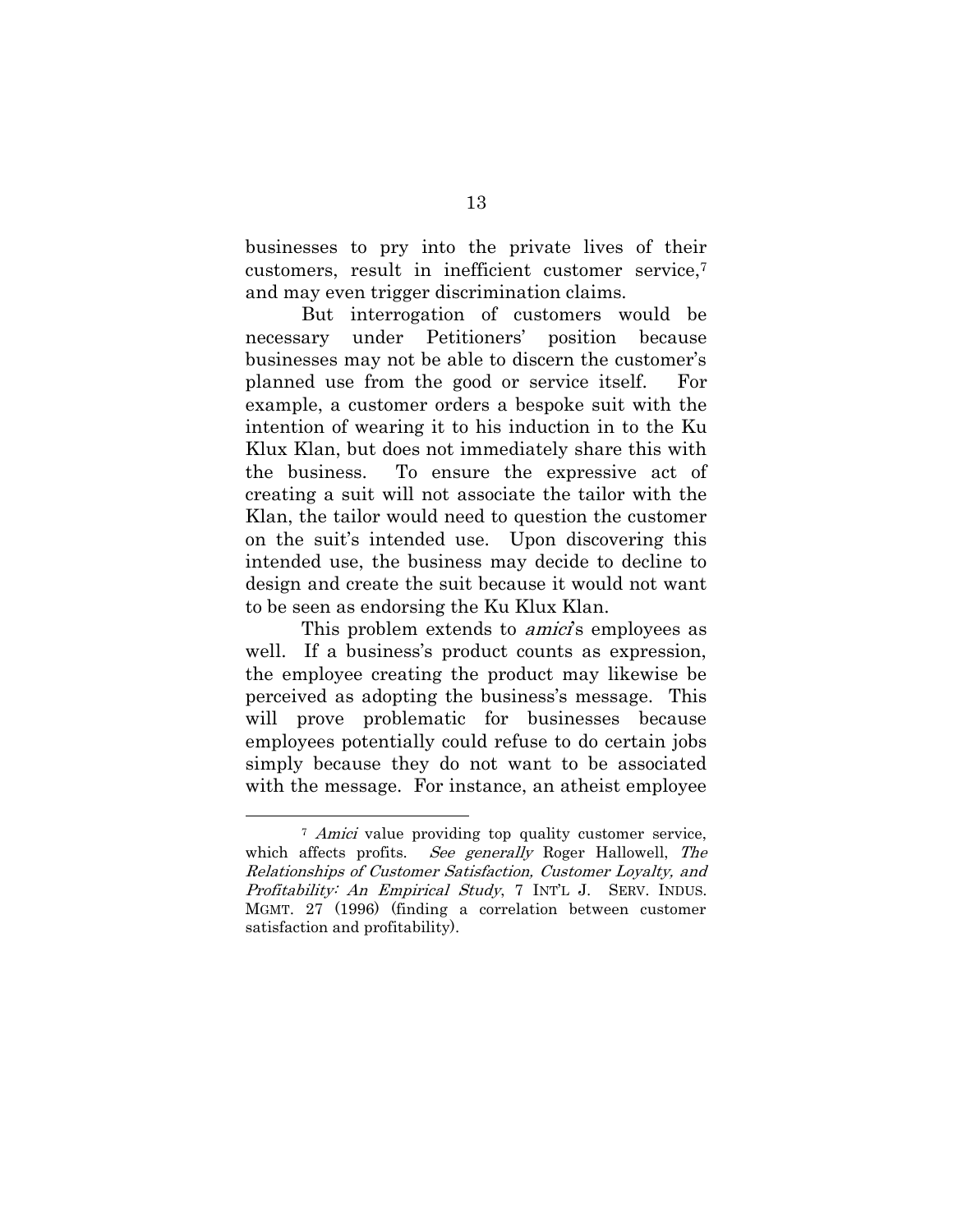businesses to pry into the private lives of their customers, result in inefficient customer service,[7] and may even trigger discrimination claims.

But interrogation of customers would be necessary under Petitioners' position because businesses may not be able to discern the customer's planned use from the good or service itself. For example, a customer orders a bespoke suit with the intention of wearing it to his induction in to the Ku Klux Klan, but does not immediately share this with the business. To ensure the expressive act of creating a suit will not associate the tailor with the Klan, the tailor would need to question the customer on the suit's intended use. Upon discovering this intended use, the business may decide to decline to design and create the suit because it would not want to be seen as endorsing the Ku Klux Klan.

This problem extends to *amici*'s employees as well. If a business's product counts as expression, the employee creating the product may likewise be perceived as adopting the business's message. This will prove problematic for businesses because employees potentially could refuse to do certain jobs simply because they do not want to be associated with the message. For instance, an atheist employee

---

[7] *Amici* value providing top quality customer service, which affects profits. *See generally* Roger Hallowell, *The Relationships of Customer Satisfaction, Customer Loyalty, and Profitability: An Empirical Study*, 7 INT'L J. SERV. INDUS. MGMT. 27 (1996) (finding a correlation between customer satisfaction and profitability).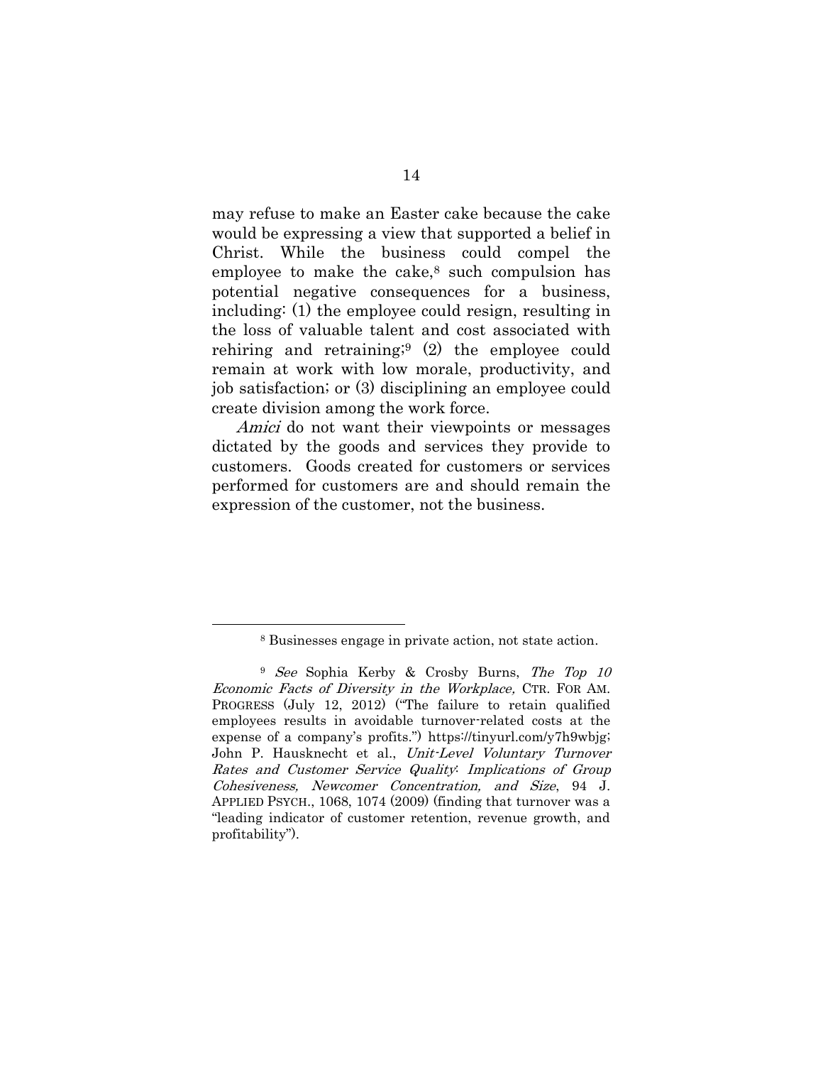may refuse to make an Easter cake because the cake would be expressing a view that supported a belief in Christ. While the business could compel the employee to make the cake,[8] such compulsion has potential negative consequences for a business, including: (1) the employee could resign, resulting in the loss of valuable talent and cost associated with rehiring and retraining;[9] (2) the employee could remain at work with low morale, productivity, and job satisfaction; or (3) disciplining an employee could create division among the work force.

*Amici* do not want their viewpoints or messages dictated by the goods and services they provide to customers. Goods created for customers or services performed for customers are and should remain the expression of the customer, not the business.

---

[8] Businesses engage in private action, not state action.

[9] *See* Sophia Kerby & Crosby Burns, *The Top 10 Economic Facts of Diversity in the Workplace,* CTR. FOR AM. PROGRESS (July 12, 2012) ("The failure to retain qualified employees results in avoidable turnover-related costs at the expense of a company's profits.") https://tinyurl.com/y7h9wbjg; John P. Hausknecht et al., *Unit-Level Voluntary Turnover Rates and Customer Service Quality: Implications of Group Cohesiveness, Newcomer Concentration, and Size*, 94 J. APPLIED PSYCH., 1068, 1074 (2009) (finding that turnover was a "leading indicator of customer retention, revenue growth, and profitability").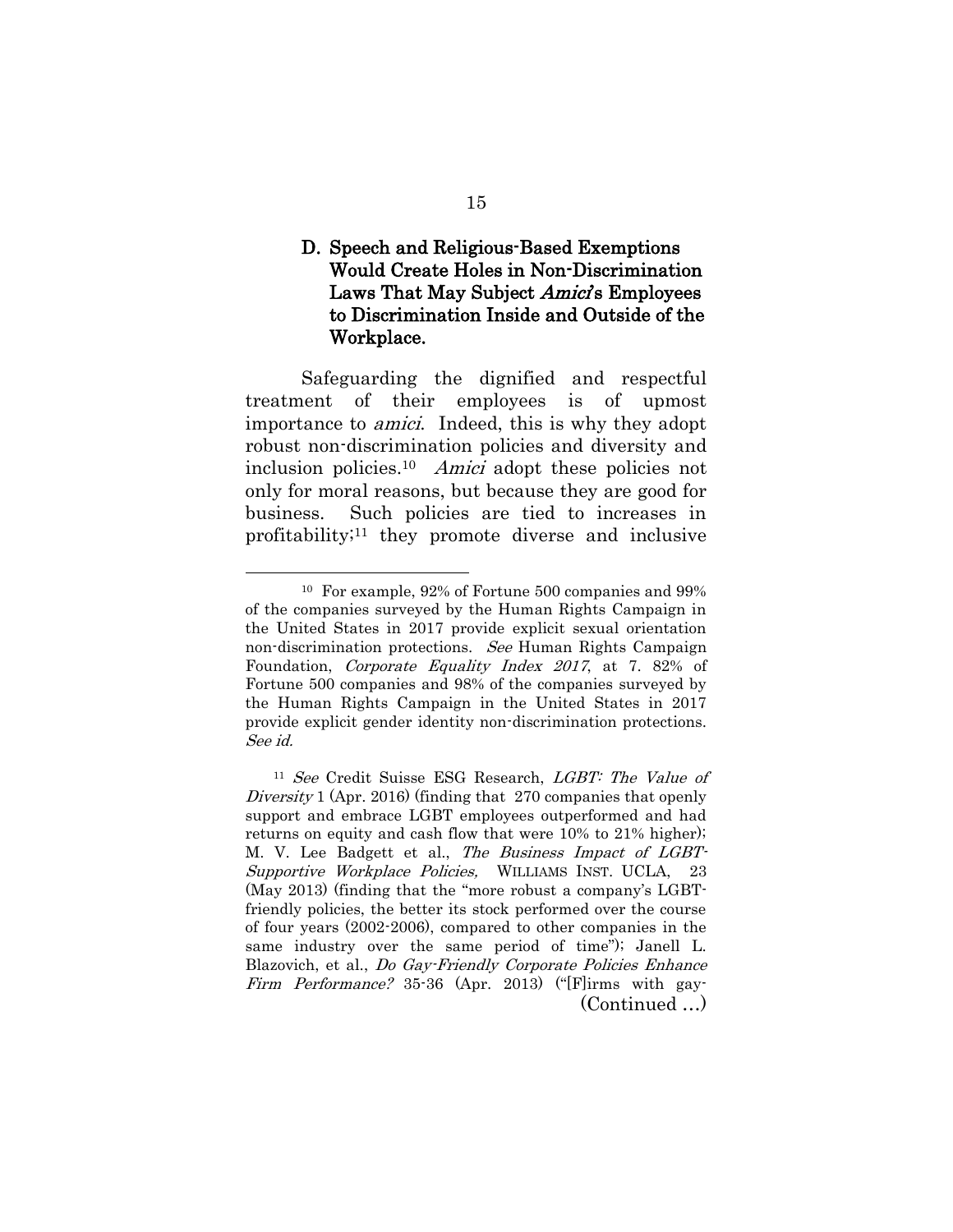### D. Speech and Religious-Based Exemptions Would Create Holes in Non-Discrimination Laws That May Subject *Amici*'s Employees to Discrimination Inside and Outside of the Workplace.

Safeguarding the dignified and respectful treatment of their employees is of upmost importance to *amici*. Indeed, this is why they adopt robust non-discrimination policies and diversity and inclusion policies.[10] *Amici* adopt these policies not only for moral reasons, but because they are good for business. Such policies are tied to increases in profitability;[11] they promote diverse and inclusive

---

[10] For example, 92% of Fortune 500 companies and 99% of the companies surveyed by the Human Rights Campaign in the United States in 2017 provide explicit sexual orientation non-discrimination protections. *See* Human Rights Campaign Foundation, *Corporate Equality Index 2017*, at 7. 82% of Fortune 500 companies and 98% of the companies surveyed by the Human Rights Campaign in the United States in 2017 provide explicit gender identity non-discrimination protections. *See id.*

[11] *See* Credit Suisse ESG Research, *LGBT: The Value of Diversity* 1 (Apr. 2016) (finding that 270 companies that openly support and embrace LGBT employees outperformed and had returns on equity and cash flow that were 10% to 21% higher); M. V. Lee Badgett et al., *The Business Impact of LGBT-Supportive Workplace Policies,* WILLIAMS INST. UCLA, 23 (May 2013) (finding that the "more robust a company's LGBT-friendly policies, the better its stock performed over the course of four years (2002-2006), compared to other companies in the same industry over the same period of time"); Janell L. Blazovich, et al., *Do Gay-Friendly Corporate Policies Enhance Firm Performance?* 35-36 (Apr. 2013) ("[F]irms with gay-

(Continued ...)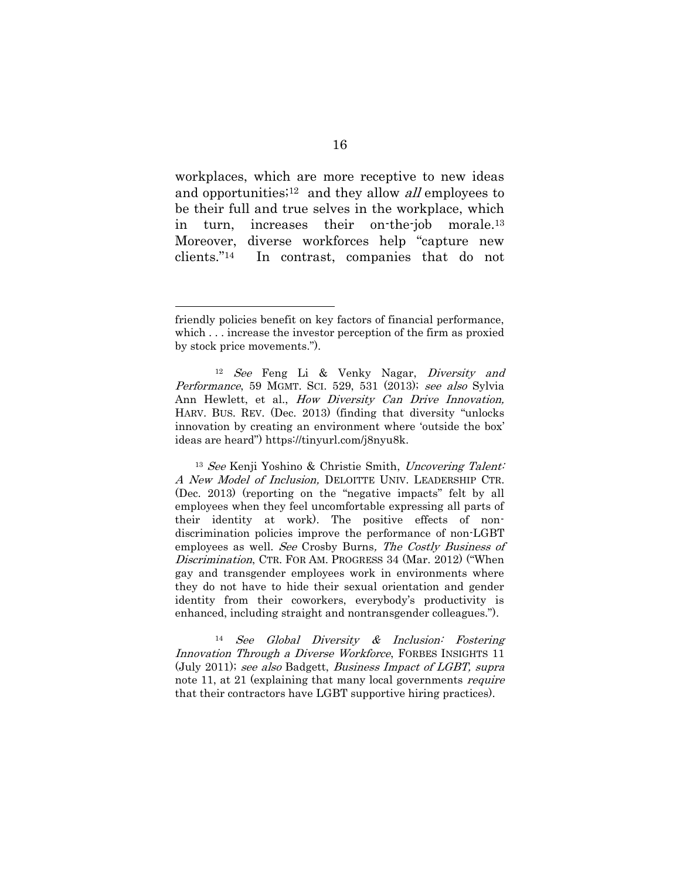workplaces, which are more receptive to new ideas and opportunities;[12] and they allow *all* employees to be their full and true selves in the workplace, which in turn, increases their on-the-job morale.[13] Moreover, diverse workforces help "capture new clients."[14] In contrast, companies that do not

---

friendly policies benefit on key factors of financial performance, which . . . increase the investor perception of the firm as proxied by stock price movements.").

[12] *See* Feng Li & Venky Nagar, *Diversity and Performance*, 59 MGMT. SCI. 529, 531 (2013); *see also* Sylvia Ann Hewlett, et al., *How Diversity Can Drive Innovation,* HARV. BUS. REV. (Dec. 2013) (finding that diversity "unlocks innovation by creating an environment where 'outside the box' ideas are heard") https://tinyurl.com/j8nyu8k.

[13] *See* Kenji Yoshino & Christie Smith, *Uncovering Talent: A New Model of Inclusion,* DELOITTE UNIV. LEADERSHIP CTR. (Dec. 2013) (reporting on the "negative impacts" felt by all employees when they feel uncomfortable expressing all parts of their identity at work). The positive effects of non-discrimination policies improve the performance of non-LGBT employees as well. *See* Crosby Burns*, The Costly Business of Discrimination*, CTR. FOR AM. PROGRESS 34 (Mar. 2012) ("When gay and transgender employees work in environments where they do not have to hide their sexual orientation and gender identity from their coworkers, everybody's productivity is enhanced, including straight and nontransgender colleagues.").

[14] *See Global Diversity & Inclusion: Fostering Innovation Through a Diverse Workforce*, FORBES INSIGHTS 11 (July 2011); *see also* Badgett, *Business Impact of LGBT, supra* note 11, at 21 (explaining that many local governments *require* that their contractors have LGBT supportive hiring practices).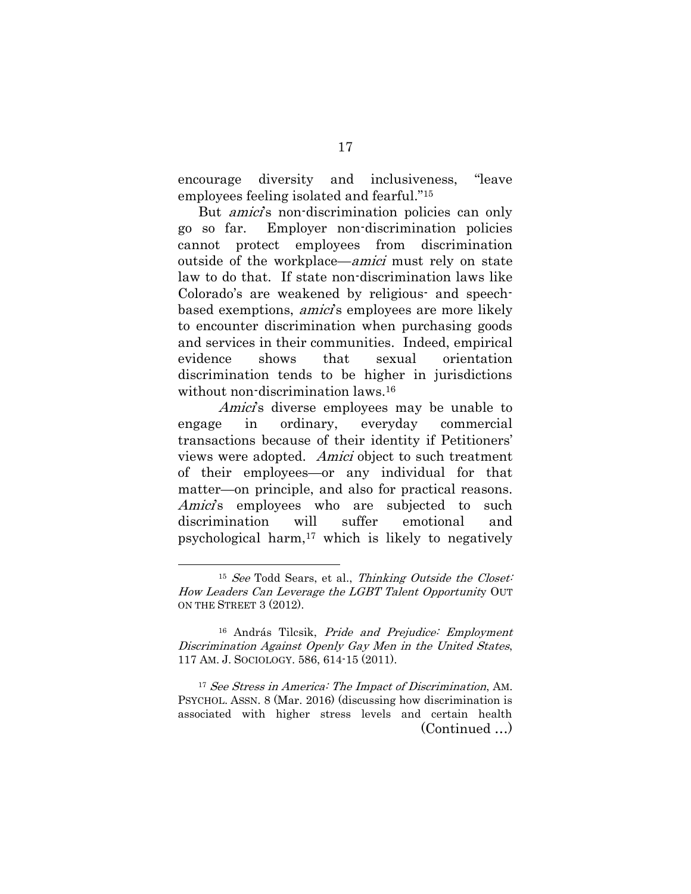encourage diversity and inclusiveness, "leave employees feeling isolated and fearful."[15]

But *amici*'s non-discrimination policies can only go so far. Employer non-discrimination policies cannot protect employees from discrimination outside of the workplace—*amici* must rely on state law to do that. If state non-discrimination laws like Colorado's are weakened by religious- and speech-based exemptions, *amici*'s employees are more likely to encounter discrimination when purchasing goods and services in their communities. Indeed, empirical evidence shows that sexual orientation discrimination tends to be higher in jurisdictions without non-discrimination laws.[16]

*Amici*'s diverse employees may be unable to engage in ordinary, everyday commercial transactions because of their identity if Petitioners' views were adopted. *Amici* object to such treatment of their employees—or any individual for that matter—on principle, and also for practical reasons. *Amici*'s employees who are subjected to such discrimination will suffer emotional and psychological harm,[17] which is likely to negatively

---

[15] *See* Todd Sears, et al., *Thinking Outside the Closet: How Leaders Can Leverage the LGBT Talent Opportunity* OUT ON THE STREET 3 (2012).

[16] András Tilcsik, *Pride and Prejudice: Employment Discrimination Against Openly Gay Men in the United States*, 117 AM. J. SOCIOLOGY. 586, 614-15 (2011).

[17] *See Stress in America: The Impact of Discrimination*, AM. PSYCHOL. ASSN. 8 (Mar. 2016) (discussing how discrimination is associated with higher stress levels and certain health (Continued …)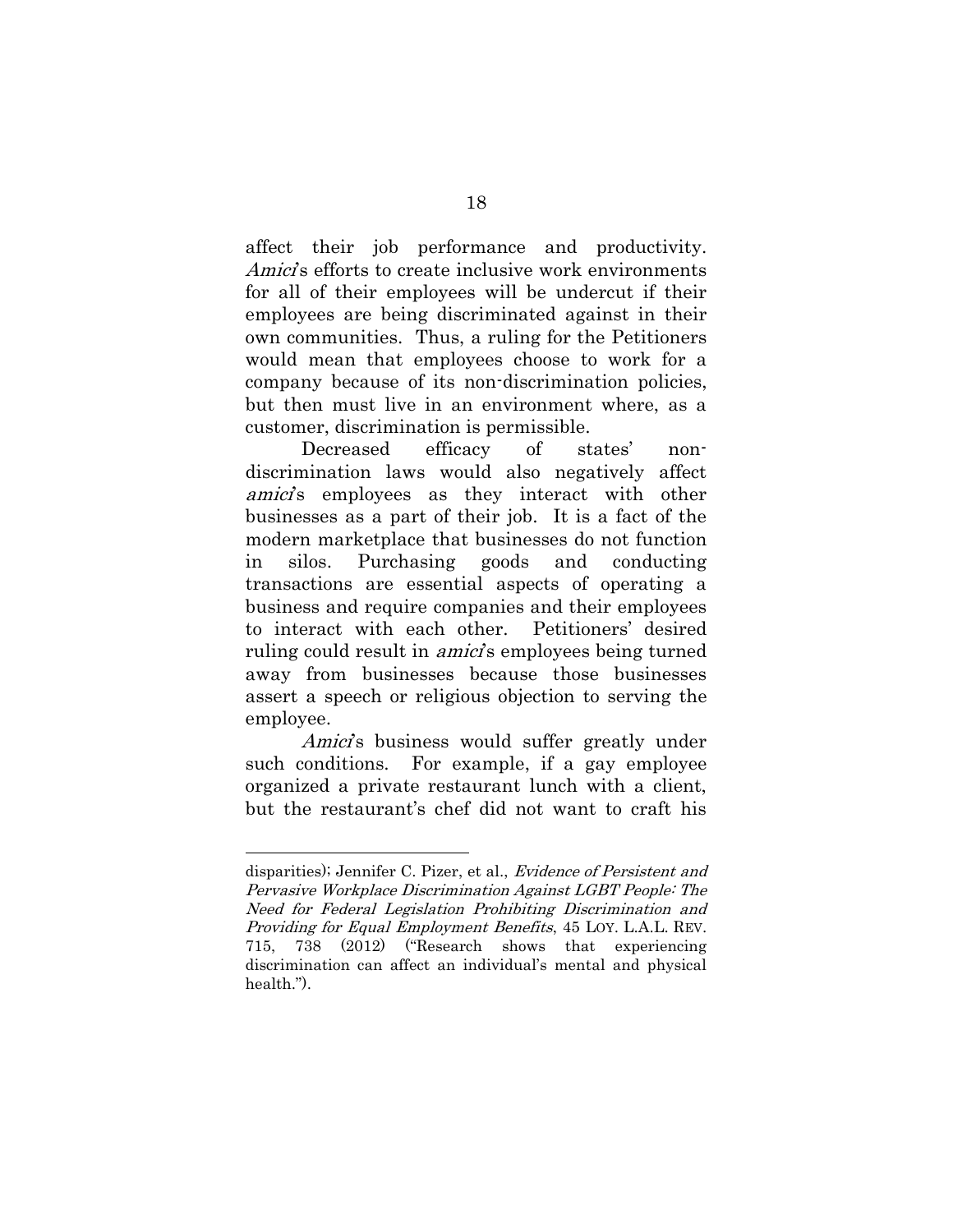affect their job performance and productivity. *Amici*'s efforts to create inclusive work environments for all of their employees will be undercut if their employees are being discriminated against in their own communities. Thus, a ruling for the Petitioners would mean that employees choose to work for a company because of its non-discrimination policies, but then must live in an environment where, as a customer, discrimination is permissible.

Decreased efficacy of states' non-discrimination laws would also negatively affect *amici*'s employees as they interact with other businesses as a part of their job. It is a fact of the modern marketplace that businesses do not function in silos. Purchasing goods and conducting transactions are essential aspects of operating a business and require companies and their employees to interact with each other. Petitioners' desired ruling could result in *amici*'s employees being turned away from businesses because those businesses assert a speech or religious objection to serving the employee.

*Amici*'s business would suffer greatly under such conditions. For example, if a gay employee organized a private restaurant lunch with a client, but the restaurant's chef did not want to craft his

---

disparities); Jennifer C. Pizer, et al., *Evidence of Persistent and Pervasive Workplace Discrimination Against LGBT People: The Need for Federal Legislation Prohibiting Discrimination and Providing for Equal Employment Benefits*, 45 LOY. L.A.L. REV. 715, 738 (2012) ("Research shows that experiencing discrimination can affect an individual's mental and physical health.").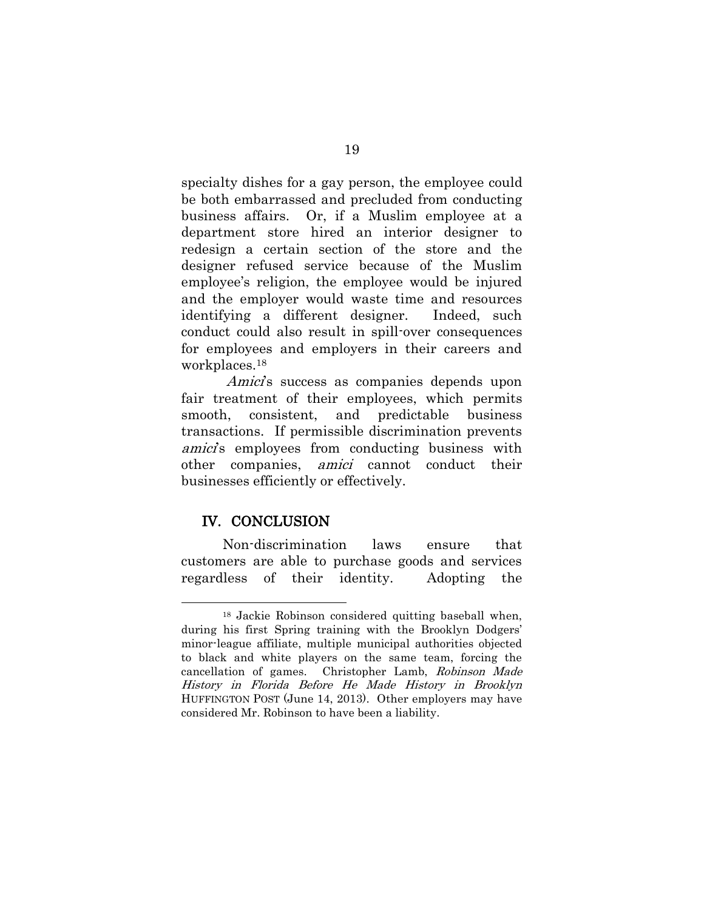specialty dishes for a gay person, the employee could be both embarrassed and precluded from conducting business affairs. Or, if a Muslim employee at a department store hired an interior designer to redesign a certain section of the store and the designer refused service because of the Muslim employee's religion, the employee would be injured and the employer would waste time and resources identifying a different designer. Indeed, such conduct could also result in spill-over consequences for employees and employers in their careers and workplaces.[18]

*Amici*'s success as companies depends upon fair treatment of their employees, which permits smooth, consistent, and predictable business transactions. If permissible discrimination prevents *amici*'s employees from conducting business with other companies, *amici* cannot conduct their businesses efficiently or effectively.

## IV. CONCLUSION

Non-discrimination laws ensure that customers are able to purchase goods and services regardless of their identity. Adopting the

---

[18] Jackie Robinson considered quitting baseball when, during his first Spring training with the Brooklyn Dodgers' minor-league affiliate, multiple municipal authorities objected to black and white players on the same team, forcing the cancellation of games. Christopher Lamb, *Robinson Made History in Florida Before He Made History in Brooklyn* HUFFINGTON POST (June 14, 2013). Other employers may have considered Mr. Robinson to have been a liability.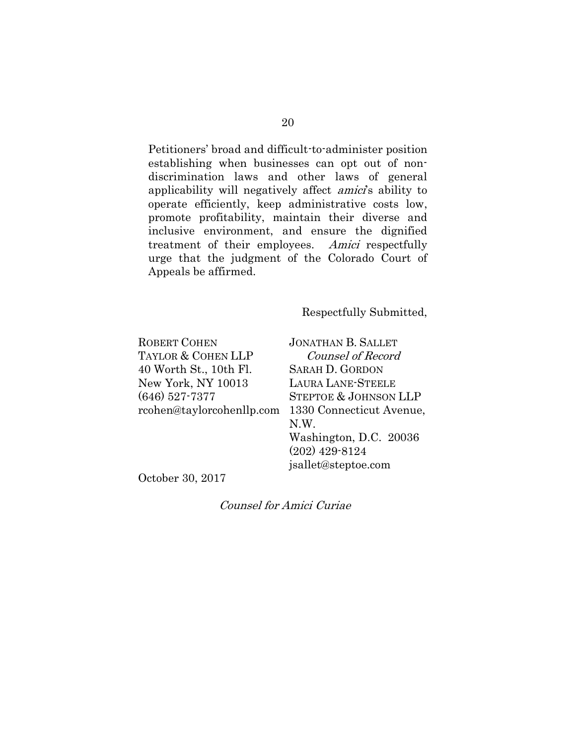Petitioners' broad and difficult-to-administer position establishing when businesses can opt out of non-discrimination laws and other laws of general applicability will negatively affect *amici*'s ability to operate efficiently, keep administrative costs low, promote profitability, maintain their diverse and inclusive environment, and ensure the dignified treatment of their employees. *Amici* respectfully urge that the judgment of the Colorado Court of Appeals be affirmed.

Respectfully Submitted,

ROBERT COHEN
TAYLOR & COHEN LLP
40 Worth St., 10th Fl.
New York, NY 10013
(646) 527-7377
rcohen@taylorcohenllp.com

JONATHAN B. SALLET
*Counsel of Record*
SARAH D. GORDON
LAURA LANE-STEELE
STEPTOE & JOHNSON LLP
1330 Connecticut Avenue, N.W.
Washington, D.C. 20036
(202) 429-8124
jsallet@steptoe.com

October 30, 2017

*Counsel for Amici Curiae*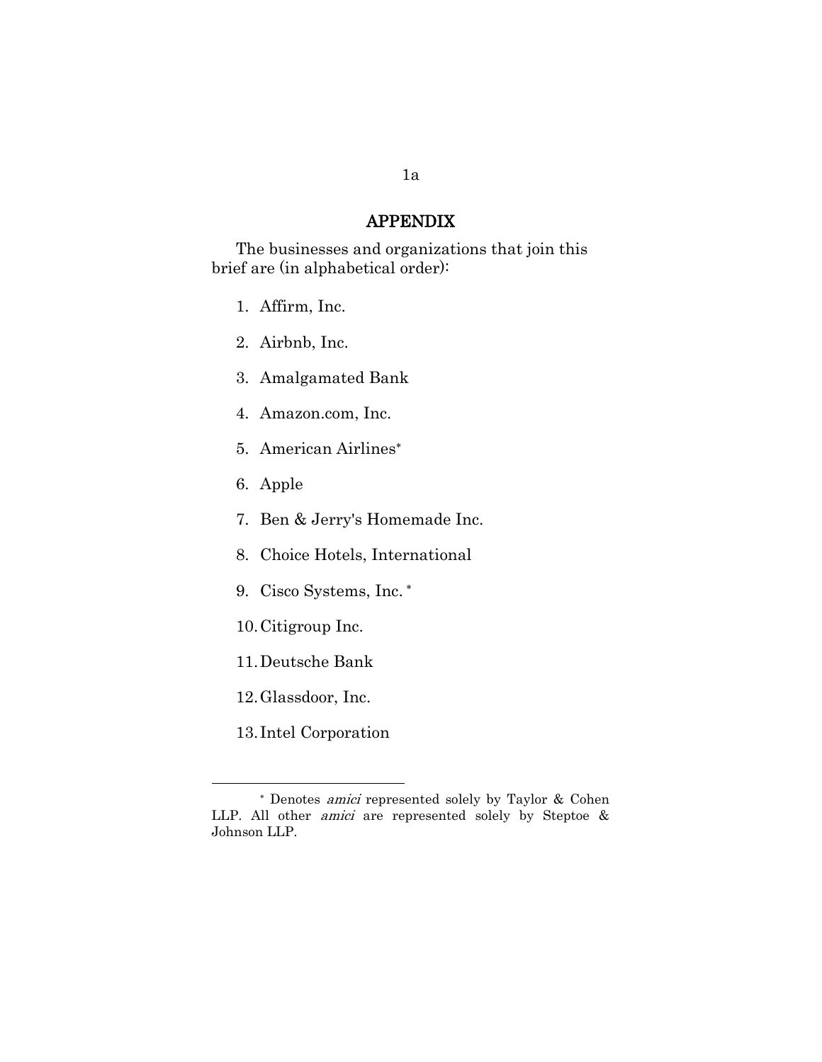# APPENDIX

The businesses and organizations that join this brief are (in alphabetical order):

1. Affirm, Inc.
2. Airbnb, Inc.
3. Amalgamated Bank
4. Amazon.com, Inc.
5. American Airlines*
6. Apple
7. Ben & Jerry's Homemade Inc.
8. Choice Hotels, International
9. Cisco Systems, Inc. *
10. Citigroup Inc.
11. Deutsche Bank
12. Glassdoor, Inc.
13. Intel Corporation

---

* Denotes *amici* represented solely by Taylor & Cohen LLP. All other *amici* are represented solely by Steptoe & Johnson LLP.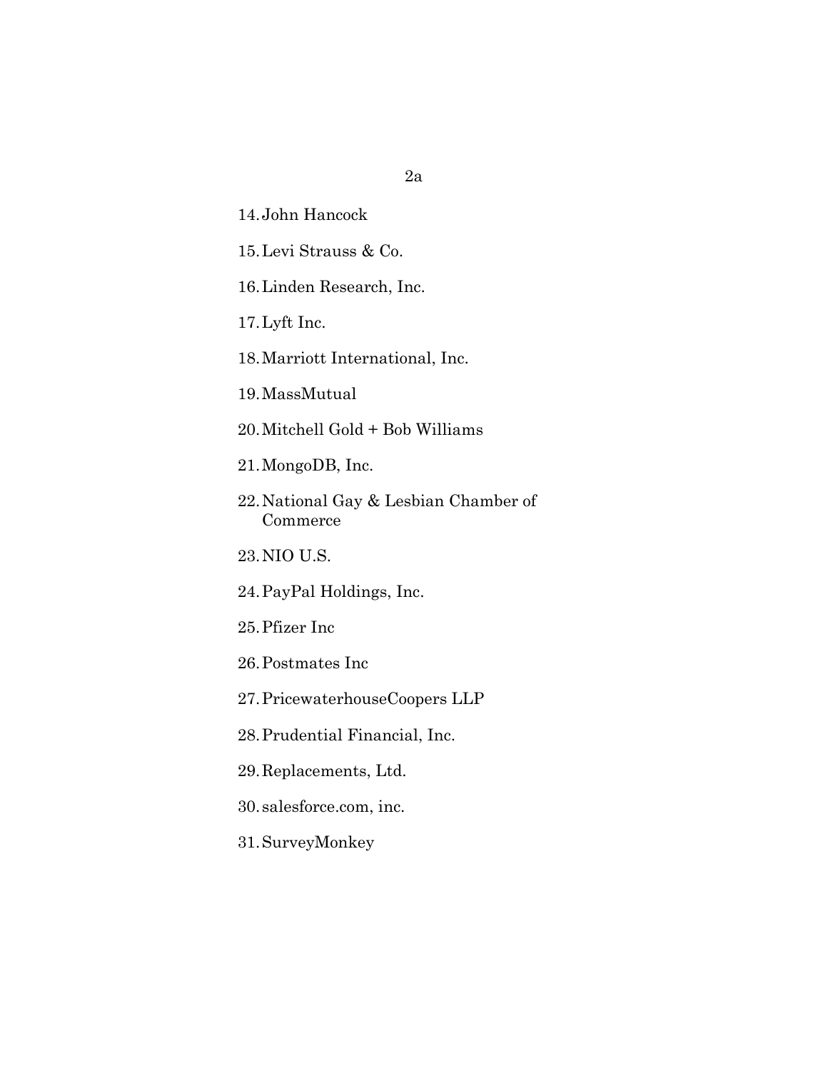14. John Hancock
15. Levi Strauss & Co.
16. Linden Research, Inc.
17. Lyft Inc.
18. Marriott International, Inc.
19. MassMutual
20. Mitchell Gold + Bob Williams
21. MongoDB, Inc.
22. National Gay & Lesbian Chamber of Commerce
23. NIO U.S.
24. PayPal Holdings, Inc.
25. Pfizer Inc
26. Postmates Inc
27. PricewaterhouseCoopers LLP
28. Prudential Financial, Inc.
29. Replacements, Ltd.
30. salesforce.com, inc.
31. SurveyMonkey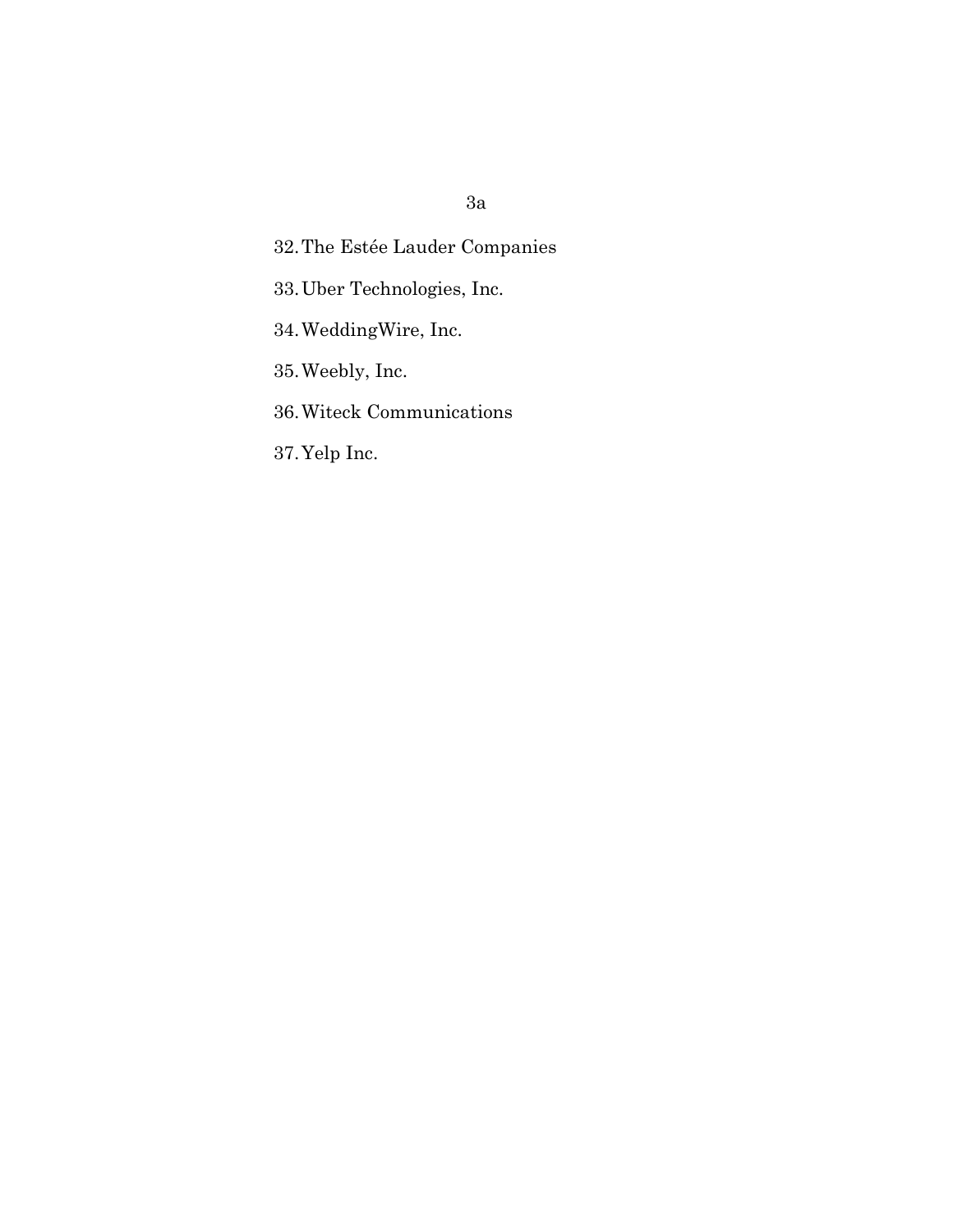32. The Estée Lauder Companies
33. Uber Technologies, Inc.
34. WeddingWire, Inc.
35. Weebly, Inc.
36. Witeck Communications
37. Yelp Inc.